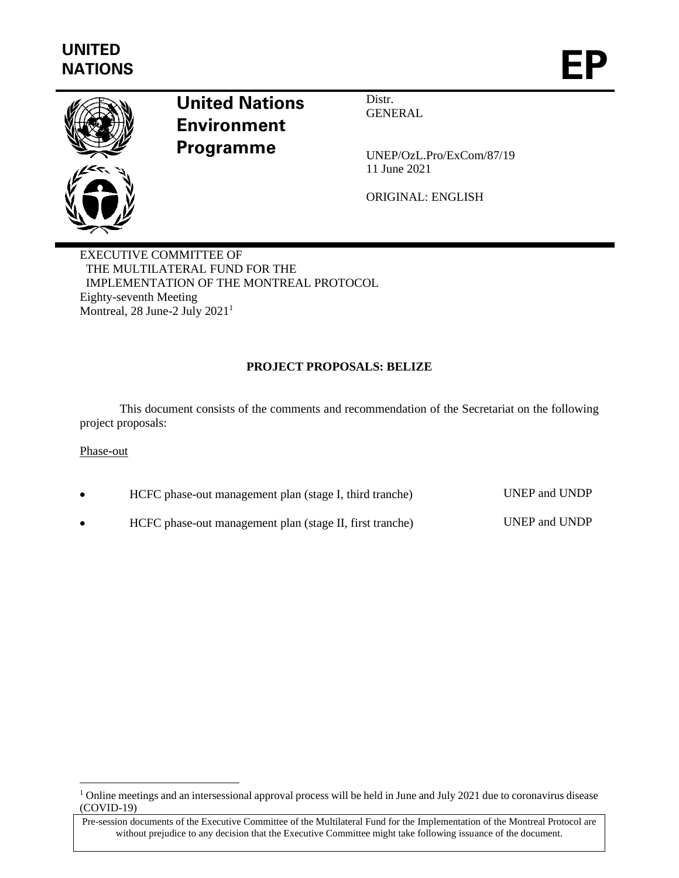UNITED NATIONS

# EP

**United Nations Environment Programme**

Distr.
GENERAL

UNEP/OzL.Pro/ExCom/87/19
11 June 2021

ORIGINAL: ENGLISH

EXECUTIVE COMMITTEE OF
THE MULTILATERAL FUND FOR THE
IMPLEMENTATION OF THE MONTREAL PROTOCOL
Eighty-seventh Meeting
Montreal, 28 June-2 July 2021[1]

## PROJECT PROPOSALS: BELIZE

This document consists of the comments and recommendation of the Secretariat on the following project proposals:

Phase-out

- HCFC phase-out management plan (stage I, third tranche) — UNEP and UNDP
- HCFC phase-out management plan (stage II, first tranche) — UNEP and UNDP

[1] Online meetings and an intersessional approval process will be held in June and July 2021 due to coronavirus disease (COVID-19)

Pre-session documents of the Executive Committee of the Multilateral Fund for the Implementation of the Montreal Protocol are without prejudice to any decision that the Executive Committee might take following issuance of the document.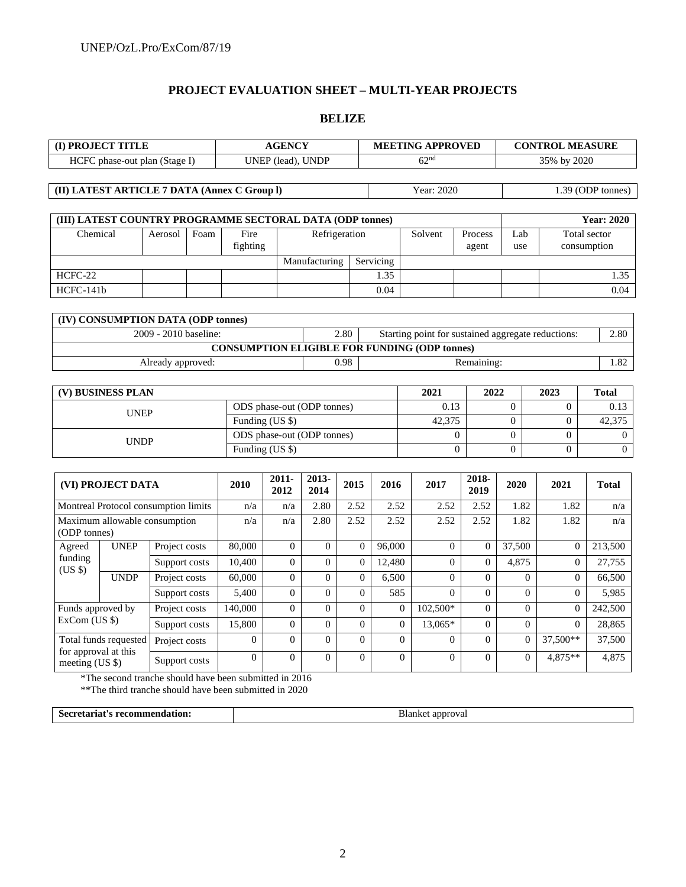# PROJECT EVALUATION SHEET – MULTI-YEAR PROJECTS

## BELIZE

| (I) PROJECT TITLE | AGENCY | MEETING APPROVED | CONTROL MEASURE |
|---|---|---|---|
| HCFC phase-out plan (Stage I) | UNEP (lead), UNDP | 62nd | 35% by 2020 |

| (II) LATEST ARTICLE 7 DATA (Annex C Group l) | Year: 2020 | 1.39 (ODP tonnes) |
|---|---|---|

| (III) LATEST COUNTRY PROGRAMME SECTORAL DATA (ODP tonnes) | | | | | | | | | Year: 2020 |
|---|---|---|---|---|---|---|---|---|---|
| Chemical | Aerosol | Foam | Fire fighting | Refrigeration | | Solvent | Process agent | Lab use | Total sector consumption |
| | | | | Manufacturing | Servicing | | | | |
| HCFC-22 | | | | | 1.35 | | | | 1.35 |
| HCFC-141b | | | | | 0.04 | | | | 0.04 |

| (IV) CONSUMPTION DATA (ODP tonnes) | | | |
|---|---|---|---|
| 2009 - 2010 baseline: | 2.80 | Starting point for sustained aggregate reductions: | 2.80 |
| CONSUMPTION ELIGIBLE FOR FUNDING (ODP tonnes) | | | |
| Already approved: | 0.98 | Remaining: | 1.82 |

| (V) BUSINESS PLAN | | 2021 | 2022 | 2023 | Total |
|---|---|---|---|---|---|
| UNEP | ODS phase-out (ODP tonnes) | 0.13 | 0 | 0 | 0.13 |
| | Funding (US $) | 42,375 | 0 | 0 | 42,375 |
| UNDP | ODS phase-out (ODP tonnes) | 0 | 0 | 0 | 0 |
| | Funding (US $) | 0 | 0 | 0 | 0 |

| (VI) PROJECT DATA | | | 2010 | 2011-2012 | 2013-2014 | 2015 | 2016 | 2017 | 2018-2019 | 2020 | 2021 | Total |
|---|---|---|---|---|---|---|---|---|---|---|---|---|
| Montreal Protocol consumption limits | | | n/a | n/a | 2.80 | 2.52 | 2.52 | 2.52 | 2.52 | 1.82 | 1.82 | n/a |
| Maximum allowable consumption (ODP tonnes) | | | n/a | n/a | 2.80 | 2.52 | 2.52 | 2.52 | 2.52 | 1.82 | 1.82 | n/a |
| Agreed funding (US $) | UNEP | Project costs | 80,000 | 0 | 0 | 0 | 96,000 | 0 | 0 | 37,500 | 0 | 213,500 |
| | | Support costs | 10,400 | 0 | 0 | 0 | 12,480 | 0 | 0 | 4,875 | 0 | 27,755 |
| | UNDP | Project costs | 60,000 | 0 | 0 | 0 | 6,500 | 0 | 0 | 0 | 0 | 66,500 |
| | | Support costs | 5,400 | 0 | 0 | 0 | 585 | 0 | 0 | 0 | 0 | 5,985 |
| Funds approved by ExCom (US $) | | Project costs | 140,000 | 0 | 0 | 0 | 0 | 102,500* | 0 | 0 | 0 | 242,500 |
| | | Support costs | 15,800 | 0 | 0 | 0 | 0 | 13,065* | 0 | 0 | 0 | 28,865 |
| Total funds requested for approval at this meeting (US $) | | Project costs | 0 | 0 | 0 | 0 | 0 | 0 | 0 | 0 | 37,500** | 37,500 |
| | | Support costs | 0 | 0 | 0 | 0 | 0 | 0 | 0 | 0 | 4,875** | 4,875 |

*The second tranche should have been submitted in 2016

**The third tranche should have been submitted in 2020

| Secretariat's recommendation: | Blanket approval |
|---|---|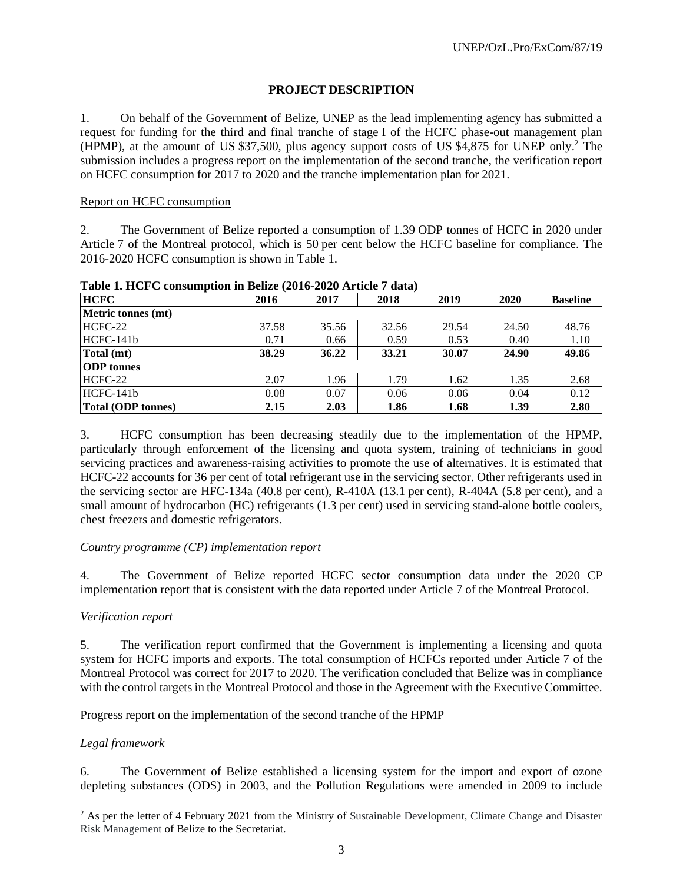## PROJECT DESCRIPTION

1. On behalf of the Government of Belize, UNEP as the lead implementing agency has submitted a request for funding for the third and final tranche of stage I of the HCFC phase-out management plan (HPMP), at the amount of US $37,500, plus agency support costs of US $4,875 for UNEP only.[2] The submission includes a progress report on the implementation of the second tranche, the verification report on HCFC consumption for 2017 to 2020 and the tranche implementation plan for 2021.

<u>Report on HCFC consumption</u>

2. The Government of Belize reported a consumption of 1.39 ODP tonnes of HCFC in 2020 under Article 7 of the Montreal protocol, which is 50 per cent below the HCFC baseline for compliance. The 2016-2020 HCFC consumption is shown in Table 1.

**Table 1. HCFC consumption in Belize (2016-2020 Article 7 data)**

| HCFC | 2016 | 2017 | 2018 | 2019 | 2020 | Baseline |
|---|---|---|---|---|---|---|
| **Metric tonnes (mt)** | | | | | | |
| HCFC-22 | 37.58 | 35.56 | 32.56 | 29.54 | 24.50 | 48.76 |
| HCFC-141b | 0.71 | 0.66 | 0.59 | 0.53 | 0.40 | 1.10 |
| **Total (mt)** | **38.29** | **36.22** | **33.21** | **30.07** | **24.90** | **49.86** |
| **ODP tonnes** | | | | | | |
| HCFC-22 | 2.07 | 1.96 | 1.79 | 1.62 | 1.35 | 2.68 |
| HCFC-141b | 0.08 | 0.07 | 0.06 | 0.06 | 0.04 | 0.12 |
| **Total (ODP tonnes)** | **2.15** | **2.03** | **1.86** | **1.68** | **1.39** | **2.80** |

3. HCFC consumption has been decreasing steadily due to the implementation of the HPMP, particularly through enforcement of the licensing and quota system, training of technicians in good servicing practices and awareness-raising activities to promote the use of alternatives. It is estimated that HCFC-22 accounts for 36 per cent of total refrigerant use in the servicing sector. Other refrigerants used in the servicing sector are HFC-134a (40.8 per cent), R-410A (13.1 per cent), R-404A (5.8 per cent), and a small amount of hydrocarbon (HC) refrigerants (1.3 per cent) used in servicing stand-alone bottle coolers, chest freezers and domestic refrigerators.

*Country programme (CP) implementation report*

4. The Government of Belize reported HCFC sector consumption data under the 2020 CP implementation report that is consistent with the data reported under Article 7 of the Montreal Protocol.

*Verification report*

5. The verification report confirmed that the Government is implementing a licensing and quota system for HCFC imports and exports. The total consumption of HCFCs reported under Article 7 of the Montreal Protocol was correct for 2017 to 2020. The verification concluded that Belize was in compliance with the control targets in the Montreal Protocol and those in the Agreement with the Executive Committee.

<u>Progress report on the implementation of the second tranche of the HPMP</u>

*Legal framework*

6. The Government of Belize established a licensing system for the import and export of ozone depleting substances (ODS) in 2003, and the Pollution Regulations were amended in 2009 to include

[2] As per the letter of 4 February 2021 from the Ministry of Sustainable Development, Climate Change and Disaster Risk Management of Belize to the Secretariat.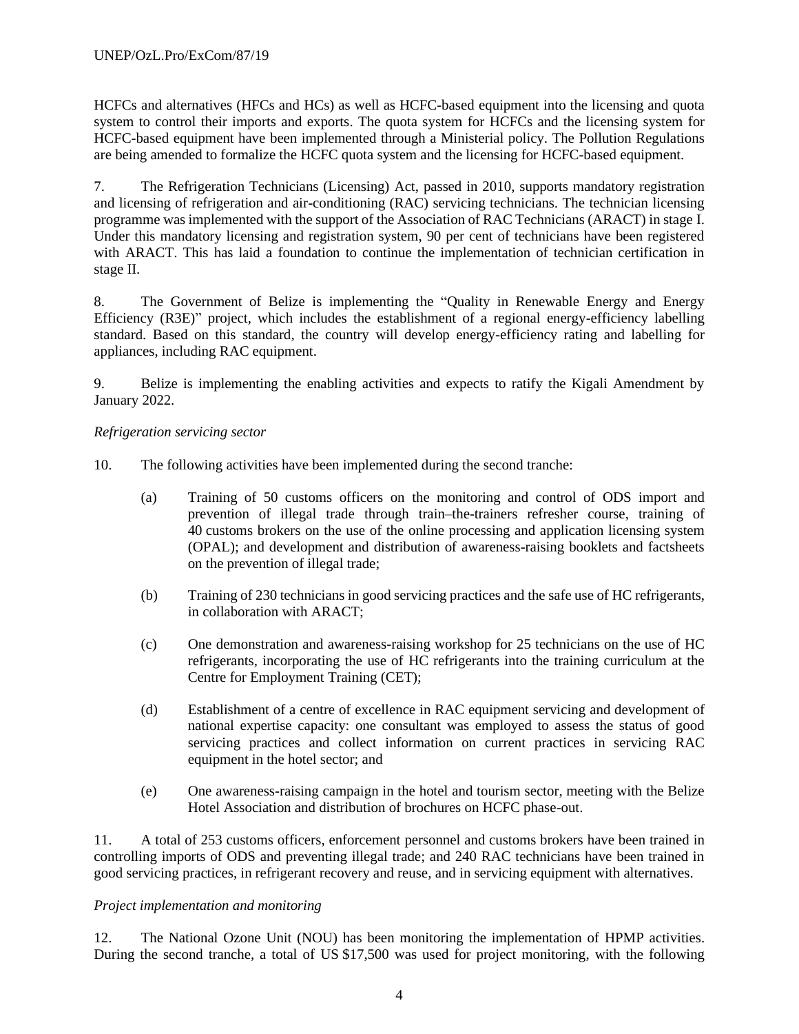HCFCs and alternatives (HFCs and HCs) as well as HCFC-based equipment into the licensing and quota system to control their imports and exports. The quota system for HCFCs and the licensing system for HCFC-based equipment have been implemented through a Ministerial policy. The Pollution Regulations are being amended to formalize the HCFC quota system and the licensing for HCFC-based equipment.

7. The Refrigeration Technicians (Licensing) Act, passed in 2010, supports mandatory registration and licensing of refrigeration and air-conditioning (RAC) servicing technicians. The technician licensing programme was implemented with the support of the Association of RAC Technicians (ARACT) in stage I. Under this mandatory licensing and registration system, 90 per cent of technicians have been registered with ARACT. This has laid a foundation to continue the implementation of technician certification in stage II.

8. The Government of Belize is implementing the "Quality in Renewable Energy and Energy Efficiency (R3E)" project, which includes the establishment of a regional energy-efficiency labelling standard. Based on this standard, the country will develop energy-efficiency rating and labelling for appliances, including RAC equipment.

9. Belize is implementing the enabling activities and expects to ratify the Kigali Amendment by January 2022.

*Refrigeration servicing sector*

10. The following activities have been implemented during the second tranche:

(a) Training of 50 customs officers on the monitoring and control of ODS import and prevention of illegal trade through train–the-trainers refresher course, training of 40 customs brokers on the use of the online processing and application licensing system (OPAL); and development and distribution of awareness-raising booklets and factsheets on the prevention of illegal trade;

(b) Training of 230 technicians in good servicing practices and the safe use of HC refrigerants, in collaboration with ARACT;

(c) One demonstration and awareness-raising workshop for 25 technicians on the use of HC refrigerants, incorporating the use of HC refrigerants into the training curriculum at the Centre for Employment Training (CET);

(d) Establishment of a centre of excellence in RAC equipment servicing and development of national expertise capacity: one consultant was employed to assess the status of good servicing practices and collect information on current practices in servicing RAC equipment in the hotel sector; and

(e) One awareness-raising campaign in the hotel and tourism sector, meeting with the Belize Hotel Association and distribution of brochures on HCFC phase-out.

11. A total of 253 customs officers, enforcement personnel and customs brokers have been trained in controlling imports of ODS and preventing illegal trade; and 240 RAC technicians have been trained in good servicing practices, in refrigerant recovery and reuse, and in servicing equipment with alternatives.

*Project implementation and monitoring*

12. The National Ozone Unit (NOU) has been monitoring the implementation of HPMP activities. During the second tranche, a total of US $17,500 was used for project monitoring, with the following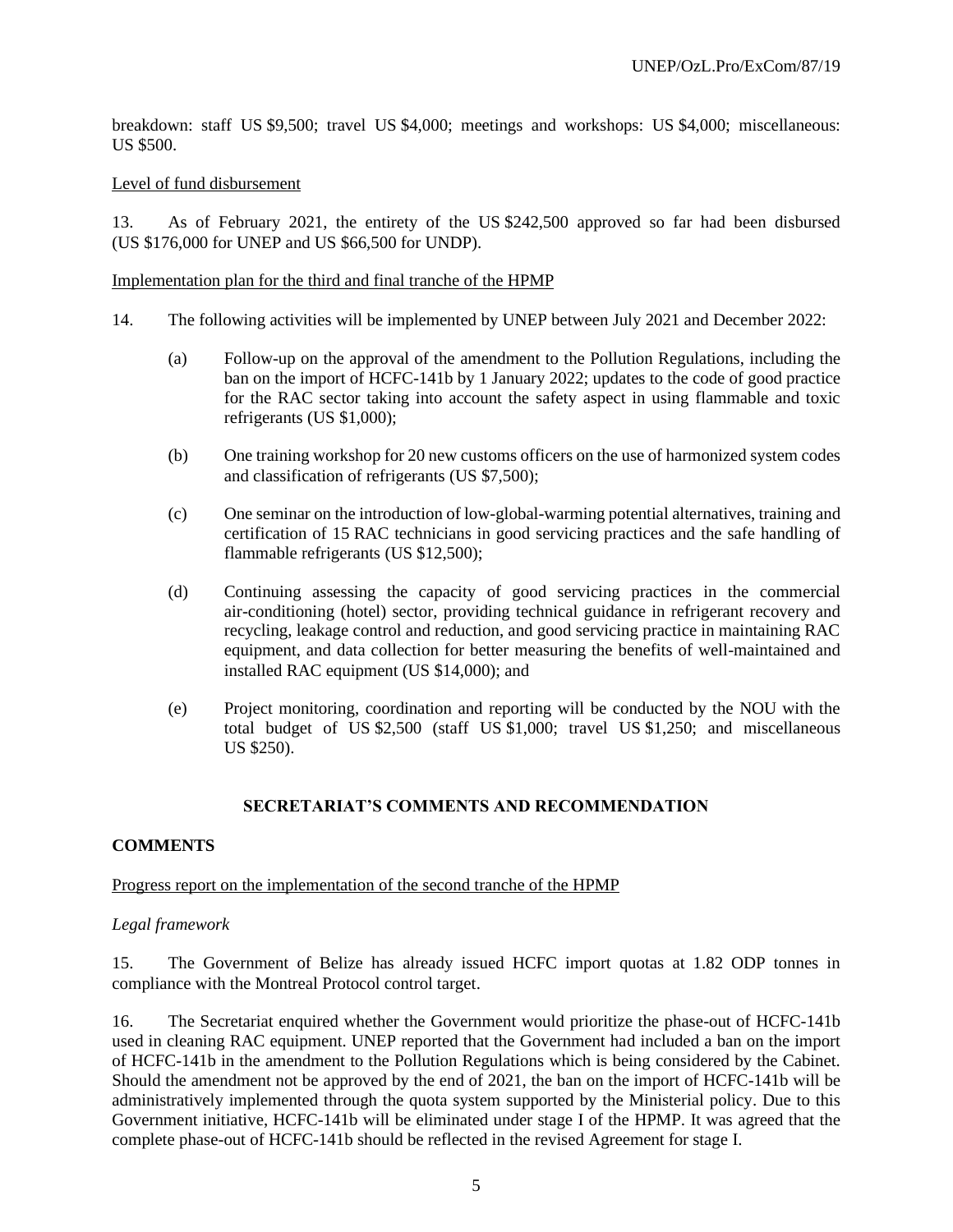breakdown: staff US $9,500; travel US $4,000; meetings and workshops: US $4,000; miscellaneous: US $500.

Level of fund disbursement

13. As of February 2021, the entirety of the US $242,500 approved so far had been disbursed (US $176,000 for UNEP and US $66,500 for UNDP).

Implementation plan for the third and final tranche of the HPMP

14. The following activities will be implemented by UNEP between July 2021 and December 2022:

(a) Follow-up on the approval of the amendment to the Pollution Regulations, including the ban on the import of HCFC-141b by 1 January 2022; updates to the code of good practice for the RAC sector taking into account the safety aspect in using flammable and toxic refrigerants (US $1,000);

(b) One training workshop for 20 new customs officers on the use of harmonized system codes and classification of refrigerants (US $7,500);

(c) One seminar on the introduction of low-global-warming potential alternatives, training and certification of 15 RAC technicians in good servicing practices and the safe handling of flammable refrigerants (US $12,500);

(d) Continuing assessing the capacity of good servicing practices in the commercial air-conditioning (hotel) sector, providing technical guidance in refrigerant recovery and recycling, leakage control and reduction, and good servicing practice in maintaining RAC equipment, and data collection for better measuring the benefits of well-maintained and installed RAC equipment (US $14,000); and

(e) Project monitoring, coordination and reporting will be conducted by the NOU with the total budget of US $2,500 (staff US $1,000; travel US $1,250; and miscellaneous US $250).

## SECRETARIAT'S COMMENTS AND RECOMMENDATION

### COMMENTS

Progress report on the implementation of the second tranche of the HPMP

*Legal framework*

15. The Government of Belize has already issued HCFC import quotas at 1.82 ODP tonnes in compliance with the Montreal Protocol control target.

16. The Secretariat enquired whether the Government would prioritize the phase-out of HCFC-141b used in cleaning RAC equipment. UNEP reported that the Government had included a ban on the import of HCFC-141b in the amendment to the Pollution Regulations which is being considered by the Cabinet. Should the amendment not be approved by the end of 2021, the ban on the import of HCFC-141b will be administratively implemented through the quota system supported by the Ministerial policy. Due to this Government initiative, HCFC-141b will be eliminated under stage I of the HPMP. It was agreed that the complete phase-out of HCFC-141b should be reflected in the revised Agreement for stage I.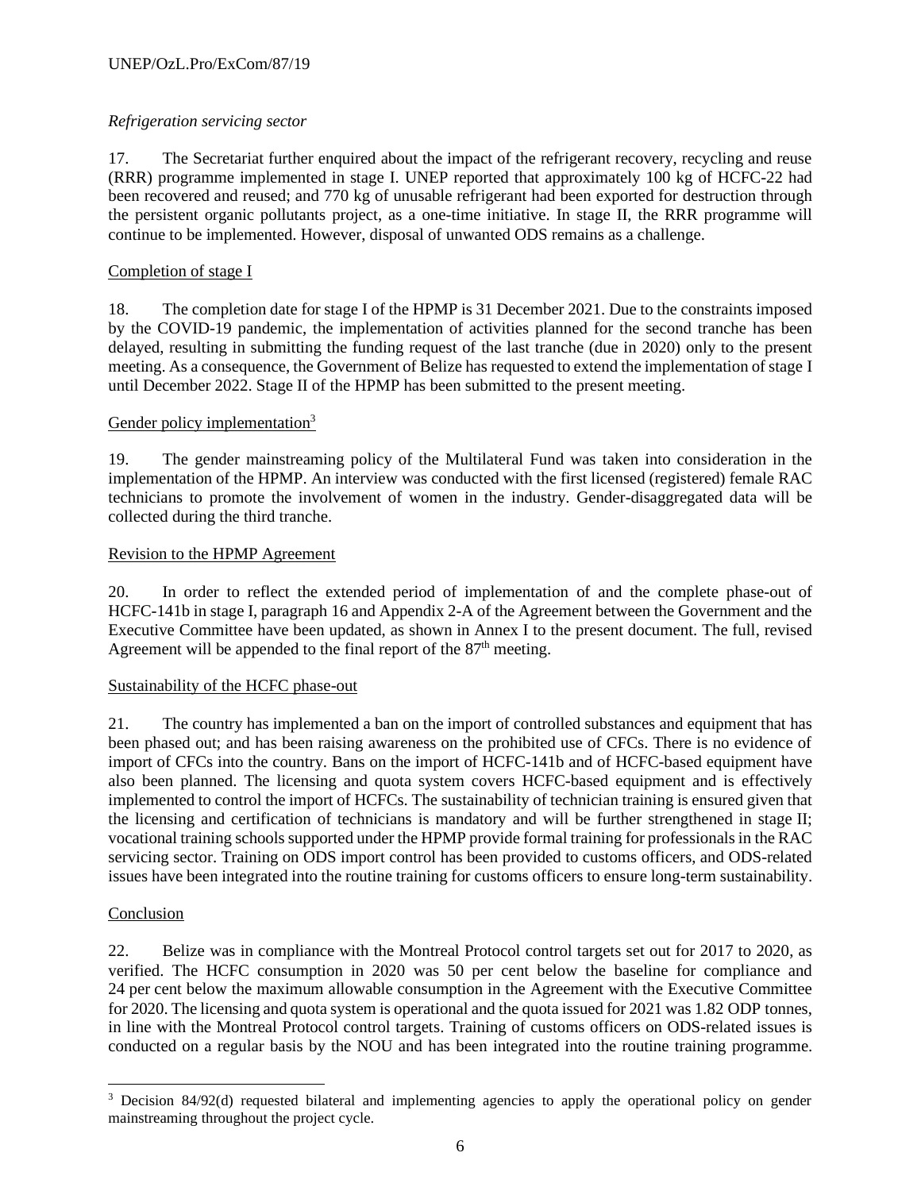*Refrigeration servicing sector*

17. The Secretariat further enquired about the impact of the refrigerant recovery, recycling and reuse (RRR) programme implemented in stage I. UNEP reported that approximately 100 kg of HCFC-22 had been recovered and reused; and 770 kg of unusable refrigerant had been exported for destruction through the persistent organic pollutants project, as a one-time initiative. In stage II, the RRR programme will continue to be implemented. However, disposal of unwanted ODS remains as a challenge.

Completion of stage I

18. The completion date for stage I of the HPMP is 31 December 2021. Due to the constraints imposed by the COVID-19 pandemic, the implementation of activities planned for the second tranche has been delayed, resulting in submitting the funding request of the last tranche (due in 2020) only to the present meeting. As a consequence, the Government of Belize has requested to extend the implementation of stage I until December 2022. Stage II of the HPMP has been submitted to the present meeting.

Gender policy implementation[3]

19. The gender mainstreaming policy of the Multilateral Fund was taken into consideration in the implementation of the HPMP. An interview was conducted with the first licensed (registered) female RAC technicians to promote the involvement of women in the industry. Gender-disaggregated data will be collected during the third tranche.

Revision to the HPMP Agreement

20. In order to reflect the extended period of implementation of and the complete phase-out of HCFC-141b in stage I, paragraph 16 and Appendix 2-A of the Agreement between the Government and the Executive Committee have been updated, as shown in Annex I to the present document. The full, revised Agreement will be appended to the final report of the 87th meeting.

Sustainability of the HCFC phase-out

21. The country has implemented a ban on the import of controlled substances and equipment that has been phased out; and has been raising awareness on the prohibited use of CFCs. There is no evidence of import of CFCs into the country. Bans on the import of HCFC-141b and of HCFC-based equipment have also been planned. The licensing and quota system covers HCFC-based equipment and is effectively implemented to control the import of HCFCs. The sustainability of technician training is ensured given that the licensing and certification of technicians is mandatory and will be further strengthened in stage II; vocational training schools supported under the HPMP provide formal training for professionals in the RAC servicing sector. Training on ODS import control has been provided to customs officers, and ODS-related issues have been integrated into the routine training for customs officers to ensure long-term sustainability.

Conclusion

22. Belize was in compliance with the Montreal Protocol control targets set out for 2017 to 2020, as verified. The HCFC consumption in 2020 was 50 per cent below the baseline for compliance and 24 per cent below the maximum allowable consumption in the Agreement with the Executive Committee for 2020. The licensing and quota system is operational and the quota issued for 2021 was 1.82 ODP tonnes, in line with the Montreal Protocol control targets. Training of customs officers on ODS-related issues is conducted on a regular basis by the NOU and has been integrated into the routine training programme.

[3] Decision 84/92(d) requested bilateral and implementing agencies to apply the operational policy on gender mainstreaming throughout the project cycle.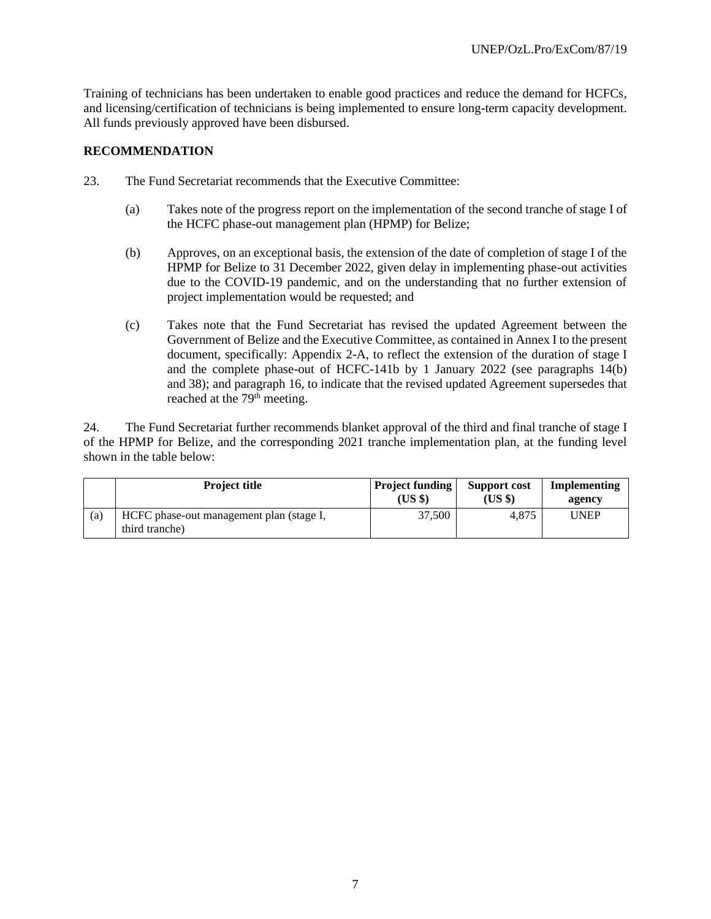Training of technicians has been undertaken to enable good practices and reduce the demand for HCFCs, and licensing/certification of technicians is being implemented to ensure long-term capacity development. All funds previously approved have been disbursed.

**RECOMMENDATION**

23. The Fund Secretariat recommends that the Executive Committee:

(a) Takes note of the progress report on the implementation of the second tranche of stage I of the HCFC phase-out management plan (HPMP) for Belize;

(b) Approves, on an exceptional basis, the extension of the date of completion of stage I of the HPMP for Belize to 31 December 2022, given delay in implementing phase-out activities due to the COVID-19 pandemic, and on the understanding that no further extension of project implementation would be requested; and

(c) Takes note that the Fund Secretariat has revised the updated Agreement between the Government of Belize and the Executive Committee, as contained in Annex I to the present document, specifically: Appendix 2-A, to reflect the extension of the duration of stage I and the complete phase-out of HCFC-141b by 1 January 2022 (see paragraphs 14(b) and 38); and paragraph 16, to indicate that the revised updated Agreement supersedes that reached at the 79th meeting.

24. The Fund Secretariat further recommends blanket approval of the third and final tranche of stage I of the HPMP for Belize, and the corresponding 2021 tranche implementation plan, at the funding level shown in the table below:

| | Project title | Project funding (US $) | Support cost (US $) | Implementing agency |
|---|---|---|---|---|
| (a) | HCFC phase-out management plan (stage I, third tranche) | 37,500 | 4,875 | UNEP |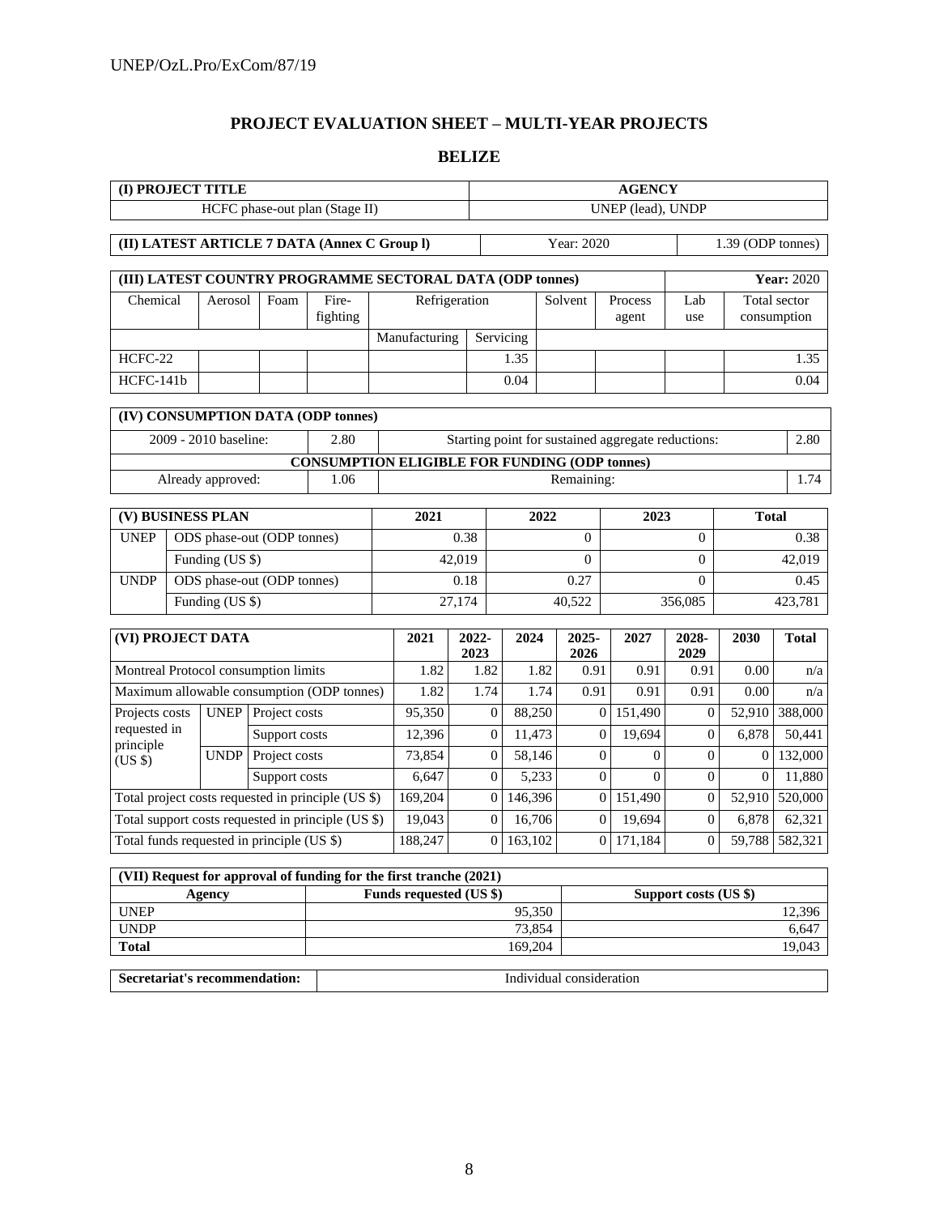## PROJECT EVALUATION SHEET – MULTI-YEAR PROJECTS

## BELIZE

| (I) PROJECT TITLE | AGENCY |
|---|---|
| HCFC phase-out plan (Stage II) | UNEP (lead), UNDP |

| (II) LATEST ARTICLE 7 DATA (Annex C Group l) | Year: 2020 | 1.39 (ODP tonnes) |
|---|---|---|

| (III) LATEST COUNTRY PROGRAMME SECTORAL DATA (ODP tonnes) | | | | | | | | | Year: 2020 |
|---|---|---|---|---|---|---|---|---|---|
| Chemical | Aerosol | Foam | Fire-fighting | Refrigeration | | Solvent | Process agent | Lab use | Total sector consumption |
| | | | | Manufacturing | Servicing | | | | |
| HCFC-22 | | | | | 1.35 | | | | 1.35 |
| HCFC-141b | | | | | 0.04 | | | | 0.04 |

| (IV) CONSUMPTION DATA (ODP tonnes) | | | |
|---|---|---|---|
| 2009 - 2010 baseline: | 2.80 | Starting point for sustained aggregate reductions: | 2.80 |
| CONSUMPTION ELIGIBLE FOR FUNDING (ODP tonnes) | | | |
| Already approved: | 1.06 | Remaining: | 1.74 |

| (V) BUSINESS PLAN | | 2021 | 2022 | 2023 | Total |
|---|---|---|---|---|---|
| UNEP | ODS phase-out (ODP tonnes) | 0.38 | 0 | 0 | 0.38 |
| | Funding (US $) | 42,019 | 0 | 0 | 42,019 |
| UNDP | ODS phase-out (ODP tonnes) | 0.18 | 0.27 | 0 | 0.45 |
| | Funding (US $) | 27,174 | 40,522 | 356,085 | 423,781 |

| (VI) PROJECT DATA | | | 2021 | 2022-2023 | 2024 | 2025-2026 | 2027 | 2028-2029 | 2030 | Total |
|---|---|---|---|---|---|---|---|---|---|---|
| Montreal Protocol consumption limits | | | 1.82 | 1.82 | 1.82 | 0.91 | 0.91 | 0.91 | 0.00 | n/a |
| Maximum allowable consumption (ODP tonnes) | | | 1.82 | 1.74 | 1.74 | 0.91 | 0.91 | 0.91 | 0.00 | n/a |
| Projects costs requested in principle (US $) | UNEP | Project costs | 95,350 | 0 | 88,250 | 0 | 151,490 | 0 | 52,910 | 388,000 |
| | | Support costs | 12,396 | 0 | 11,473 | 0 | 19,694 | 0 | 6,878 | 50,441 |
| | UNDP | Project costs | 73,854 | 0 | 58,146 | 0 | 0 | 0 | 0 | 132,000 |
| | | Support costs | 6,647 | 0 | 5,233 | 0 | 0 | 0 | 0 | 11,880 |
| Total project costs requested in principle (US $) | | | 169,204 | 0 | 146,396 | 0 | 151,490 | 0 | 52,910 | 520,000 |
| Total support costs requested in principle (US $) | | | 19,043 | 0 | 16,706 | 0 | 19,694 | 0 | 6,878 | 62,321 |
| Total funds requested in principle (US $) | | | 188,247 | 0 | 163,102 | 0 | 171,184 | 0 | 59,788 | 582,321 |

| (VII) Request for approval of funding for the first tranche (2021) | | |
|---|---|---|
| Agency | Funds requested (US $) | Support costs (US $) |
| UNEP | 95,350 | 12,396 |
| UNDP | 73,854 | 6,647 |
| **Total** | 169,204 | 19,043 |

| Secretariat's recommendation: | Individual consideration |
|---|---|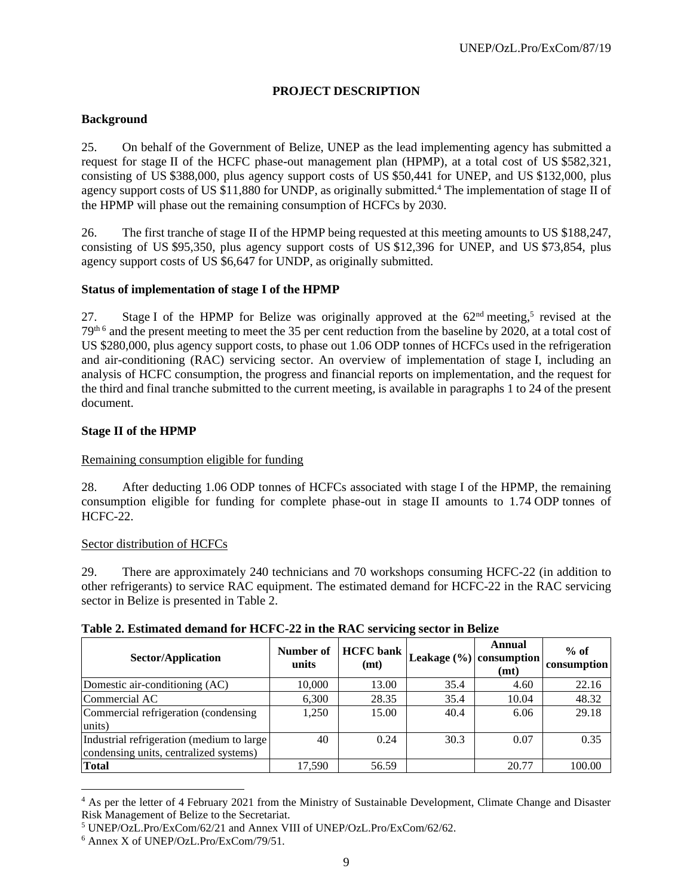## PROJECT DESCRIPTION

### Background

25. On behalf of the Government of Belize, UNEP as the lead implementing agency has submitted a request for stage II of the HCFC phase-out management plan (HPMP), at a total cost of US $582,321, consisting of US $388,000, plus agency support costs of US $50,441 for UNEP, and US $132,000, plus agency support costs of US $11,880 for UNDP, as originally submitted.[4] The implementation of stage II of the HPMP will phase out the remaining consumption of HCFCs by 2030.

26. The first tranche of stage II of the HPMP being requested at this meeting amounts to US $188,247, consisting of US $95,350, plus agency support costs of US $12,396 for UNEP, and US $73,854, plus agency support costs of US $6,647 for UNDP, as originally submitted.

### Status of implementation of stage I of the HPMP

27. Stage I of the HPMP for Belize was originally approved at the 62nd meeting,[5] revised at the 79th [6] and the present meeting to meet the 35 per cent reduction from the baseline by 2020, at a total cost of US $280,000, plus agency support costs, to phase out 1.06 ODP tonnes of HCFCs used in the refrigeration and air-conditioning (RAC) servicing sector. An overview of implementation of stage I, including an analysis of HCFC consumption, the progress and financial reports on implementation, and the request for the third and final tranche submitted to the current meeting, is available in paragraphs 1 to 24 of the present document.

### Stage II of the HPMP

Remaining consumption eligible for funding

28. After deducting 1.06 ODP tonnes of HCFCs associated with stage I of the HPMP, the remaining consumption eligible for funding for complete phase-out in stage II amounts to 1.74 ODP tonnes of HCFC-22.

Sector distribution of HCFCs

29. There are approximately 240 technicians and 70 workshops consuming HCFC-22 (in addition to other refrigerants) to service RAC equipment. The estimated demand for HCFC-22 in the RAC servicing sector in Belize is presented in Table 2.

**Table 2. Estimated demand for HCFC-22 in the RAC servicing sector in Belize**

| Sector/Application | Number of units | HCFC bank (mt) | Leakage (%) | Annual consumption (mt) | % of consumption |
|---|---|---|---|---|---|
| Domestic air-conditioning (AC) | 10,000 | 13.00 | 35.4 | 4.60 | 22.16 |
| Commercial AC | 6,300 | 28.35 | 35.4 | 10.04 | 48.32 |
| Commercial refrigeration (condensing units) | 1,250 | 15.00 | 40.4 | 6.06 | 29.18 |
| Industrial refrigeration (medium to large condensing units, centralized systems) | 40 | 0.24 | 30.3 | 0.07 | 0.35 |
| **Total** | 17,590 | 56.59 | | 20.77 | 100.00 |

---

[4] As per the letter of 4 February 2021 from the Ministry of Sustainable Development, Climate Change and Disaster Risk Management of Belize to the Secretariat.

[5] UNEP/OzL.Pro/ExCom/62/21 and Annex VIII of UNEP/OzL.Pro/ExCom/62/62.

[6] Annex X of UNEP/OzL.Pro/ExCom/79/51.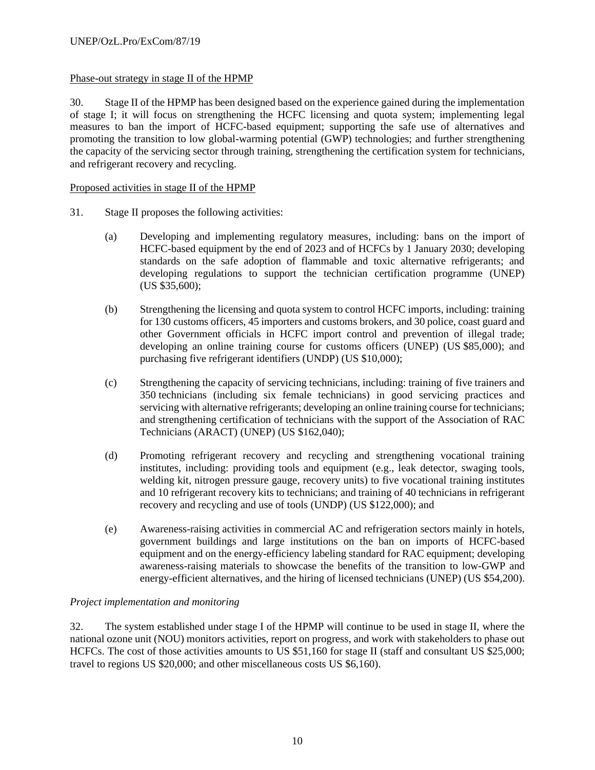Phase-out strategy in stage II of the HPMP

30. Stage II of the HPMP has been designed based on the experience gained during the implementation of stage I; it will focus on strengthening the HCFC licensing and quota system; implementing legal measures to ban the import of HCFC-based equipment; supporting the safe use of alternatives and promoting the transition to low global-warming potential (GWP) technologies; and further strengthening the capacity of the servicing sector through training, strengthening the certification system for technicians, and refrigerant recovery and recycling.

Proposed activities in stage II of the HPMP

31. Stage II proposes the following activities:

(a) Developing and implementing regulatory measures, including: bans on the import of HCFC-based equipment by the end of 2023 and of HCFCs by 1 January 2030; developing standards on the safe adoption of flammable and toxic alternative refrigerants; and developing regulations to support the technician certification programme (UNEP) (US $35,600);

(b) Strengthening the licensing and quota system to control HCFC imports, including: training for 130 customs officers, 45 importers and customs brokers, and 30 police, coast guard and other Government officials in HCFC import control and prevention of illegal trade; developing an online training course for customs officers (UNEP) (US $85,000); and purchasing five refrigerant identifiers (UNDP) (US $10,000);

(c) Strengthening the capacity of servicing technicians, including: training of five trainers and 350 technicians (including six female technicians) in good servicing practices and servicing with alternative refrigerants; developing an online training course for technicians; and strengthening certification of technicians with the support of the Association of RAC Technicians (ARACT) (UNEP) (US $162,040);

(d) Promoting refrigerant recovery and recycling and strengthening vocational training institutes, including: providing tools and equipment (e.g., leak detector, swaging tools, welding kit, nitrogen pressure gauge, recovery units) to five vocational training institutes and 10 refrigerant recovery kits to technicians; and training of 40 technicians in refrigerant recovery and recycling and use of tools (UNDP) (US $122,000); and

(e) Awareness-raising activities in commercial AC and refrigeration sectors mainly in hotels, government buildings and large institutions on the ban on imports of HCFC-based equipment and on the energy-efficiency labeling standard for RAC equipment; developing awareness-raising materials to showcase the benefits of the transition to low-GWP and energy-efficient alternatives, and the hiring of licensed technicians (UNEP) (US $54,200).

*Project implementation and monitoring*

32. The system established under stage I of the HPMP will continue to be used in stage II, where the national ozone unit (NOU) monitors activities, report on progress, and work with stakeholders to phase out HCFCs. The cost of those activities amounts to US $51,160 for stage II (staff and consultant US $25,000; travel to regions US $20,000; and other miscellaneous costs US $6,160).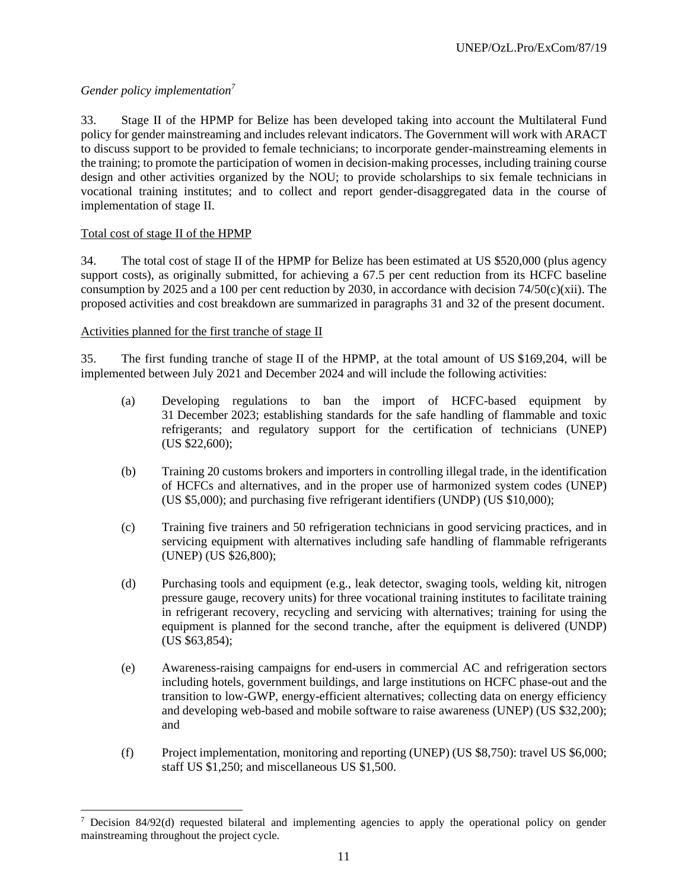*Gender policy implementation*[7]

33. Stage II of the HPMP for Belize has been developed taking into account the Multilateral Fund policy for gender mainstreaming and includes relevant indicators. The Government will work with ARACT to discuss support to be provided to female technicians; to incorporate gender-mainstreaming elements in the training; to promote the participation of women in decision-making processes, including training course design and other activities organized by the NOU; to provide scholarships to six female technicians in vocational training institutes; and to collect and report gender-disaggregated data in the course of implementation of stage II.

Total cost of stage II of the HPMP

34. The total cost of stage II of the HPMP for Belize has been estimated at US $520,000 (plus agency support costs), as originally submitted, for achieving a 67.5 per cent reduction from its HCFC baseline consumption by 2025 and a 100 per cent reduction by 2030, in accordance with decision 74/50(c)(xii). The proposed activities and cost breakdown are summarized in paragraphs 31 and 32 of the present document.

Activities planned for the first tranche of stage II

35. The first funding tranche of stage II of the HPMP, at the total amount of US $169,204, will be implemented between July 2021 and December 2024 and will include the following activities:

(a) Developing regulations to ban the import of HCFC-based equipment by 31 December 2023; establishing standards for the safe handling of flammable and toxic refrigerants; and regulatory support for the certification of technicians (UNEP) (US $22,600);

(b) Training 20 customs brokers and importers in controlling illegal trade, in the identification of HCFCs and alternatives, and in the proper use of harmonized system codes (UNEP) (US $5,000); and purchasing five refrigerant identifiers (UNDP) (US $10,000);

(c) Training five trainers and 50 refrigeration technicians in good servicing practices, and in servicing equipment with alternatives including safe handling of flammable refrigerants (UNEP) (US $26,800);

(d) Purchasing tools and equipment (e.g., leak detector, swaging tools, welding kit, nitrogen pressure gauge, recovery units) for three vocational training institutes to facilitate training in refrigerant recovery, recycling and servicing with alternatives; training for using the equipment is planned for the second tranche, after the equipment is delivered (UNDP) (US $63,854);

(e) Awareness-raising campaigns for end-users in commercial AC and refrigeration sectors including hotels, government buildings, and large institutions on HCFC phase-out and the transition to low-GWP, energy-efficient alternatives; collecting data on energy efficiency and developing web-based and mobile software to raise awareness (UNEP) (US $32,200); and

(f) Project implementation, monitoring and reporting (UNEP) (US $8,750): travel US $6,000; staff US $1,250; and miscellaneous US $1,500.

[7] Decision 84/92(d) requested bilateral and implementing agencies to apply the operational policy on gender mainstreaming throughout the project cycle.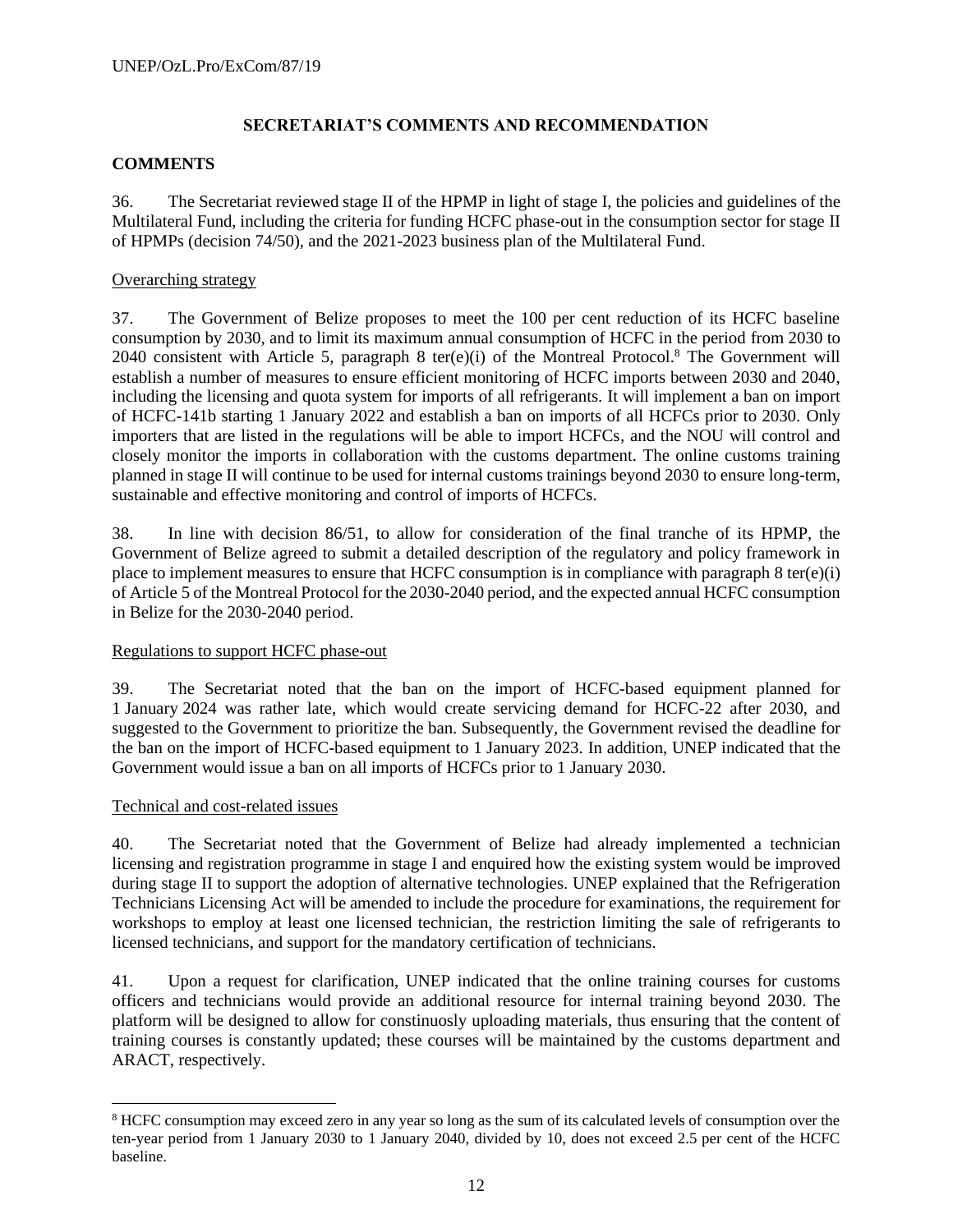## SECRETARIAT'S COMMENTS AND RECOMMENDATION

### COMMENTS

36. The Secretariat reviewed stage II of the HPMP in light of stage I, the policies and guidelines of the Multilateral Fund, including the criteria for funding HCFC phase-out in the consumption sector for stage II of HPMPs (decision 74/50), and the 2021-2023 business plan of the Multilateral Fund.

Overarching strategy

37. The Government of Belize proposes to meet the 100 per cent reduction of its HCFC baseline consumption by 2030, and to limit its maximum annual consumption of HCFC in the period from 2030 to 2040 consistent with Article 5, paragraph 8 ter(e)(i) of the Montreal Protocol.[8] The Government will establish a number of measures to ensure efficient monitoring of HCFC imports between 2030 and 2040, including the licensing and quota system for imports of all refrigerants. It will implement a ban on import of HCFC-141b starting 1 January 2022 and establish a ban on imports of all HCFCs prior to 2030. Only importers that are listed in the regulations will be able to import HCFCs, and the NOU will control and closely monitor the imports in collaboration with the customs department. The online customs training planned in stage II will continue to be used for internal customs trainings beyond 2030 to ensure long-term, sustainable and effective monitoring and control of imports of HCFCs.

38. In line with decision 86/51, to allow for consideration of the final tranche of its HPMP, the Government of Belize agreed to submit a detailed description of the regulatory and policy framework in place to implement measures to ensure that HCFC consumption is in compliance with paragraph 8 ter(e)(i) of Article 5 of the Montreal Protocol for the 2030-2040 period, and the expected annual HCFC consumption in Belize for the 2030-2040 period.

Regulations to support HCFC phase-out

39. The Secretariat noted that the ban on the import of HCFC-based equipment planned for 1 January 2024 was rather late, which would create servicing demand for HCFC-22 after 2030, and suggested to the Government to prioritize the ban. Subsequently, the Government revised the deadline for the ban on the import of HCFC-based equipment to 1 January 2023. In addition, UNEP indicated that the Government would issue a ban on all imports of HCFCs prior to 1 January 2030.

Technical and cost-related issues

40. The Secretariat noted that the Government of Belize had already implemented a technician licensing and registration programme in stage I and enquired how the existing system would be improved during stage II to support the adoption of alternative technologies. UNEP explained that the Refrigeration Technicians Licensing Act will be amended to include the procedure for examinations, the requirement for workshops to employ at least one licensed technician, the restriction limiting the sale of refrigerants to licensed technicians, and support for the mandatory certification of technicians.

41. Upon a request for clarification, UNEP indicated that the online training courses for customs officers and technicians would provide an additional resource for internal training beyond 2030. The platform will be designed to allow for constinuosly uploading materials, thus ensuring that the content of training courses is constantly updated; these courses will be maintained by the customs department and ARACT, respectively.

---

[8] HCFC consumption may exceed zero in any year so long as the sum of its calculated levels of consumption over the ten-year period from 1 January 2030 to 1 January 2040, divided by 10, does not exceed 2.5 per cent of the HCFC baseline.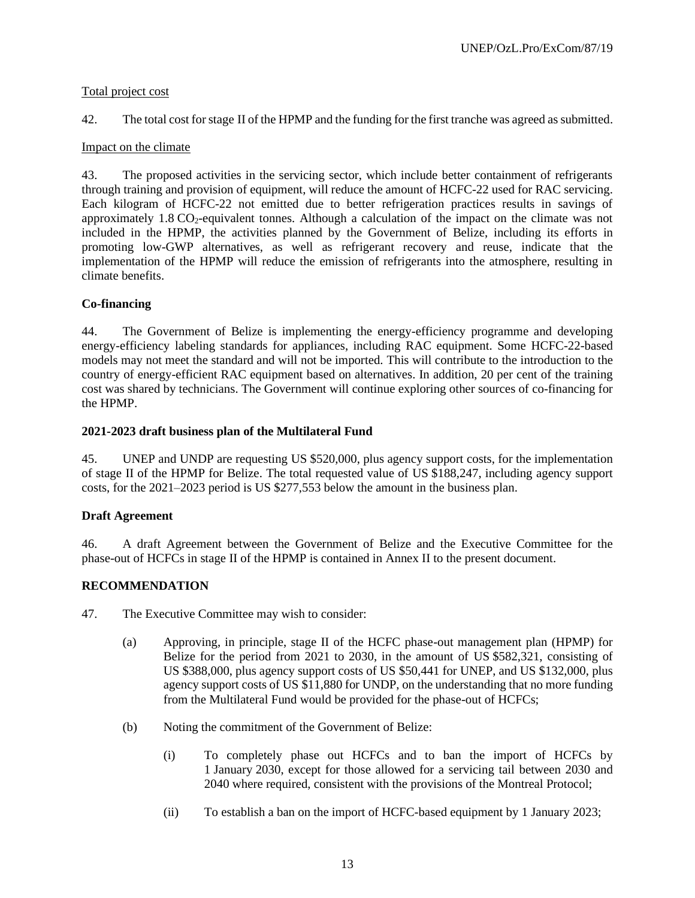Total project cost

42. The total cost for stage II of the HPMP and the funding for the first tranche was agreed as submitted.

Impact on the climate

43. The proposed activities in the servicing sector, which include better containment of refrigerants through training and provision of equipment, will reduce the amount of HCFC-22 used for RAC servicing. Each kilogram of HCFC-22 not emitted due to better refrigeration practices results in savings of approximately 1.8 $CO_2$-equivalent tonnes. Although a calculation of the impact on the climate was not included in the HPMP, the activities planned by the Government of Belize, including its efforts in promoting low-GWP alternatives, as well as refrigerant recovery and reuse, indicate that the implementation of the HPMP will reduce the emission of refrigerants into the atmosphere, resulting in climate benefits.

**Co-financing**

44. The Government of Belize is implementing the energy-efficiency programme and developing energy-efficiency labeling standards for appliances, including RAC equipment. Some HCFC-22-based models may not meet the standard and will not be imported. This will contribute to the introduction to the country of energy-efficient RAC equipment based on alternatives. In addition, 20 per cent of the training cost was shared by technicians. The Government will continue exploring other sources of co-financing for the HPMP.

**2021-2023 draft business plan of the Multilateral Fund**

45. UNEP and UNDP are requesting US $520,000, plus agency support costs, for the implementation of stage II of the HPMP for Belize. The total requested value of US $188,247, including agency support costs, for the 2021–2023 period is US $277,553 below the amount in the business plan.

**Draft Agreement**

46. A draft Agreement between the Government of Belize and the Executive Committee for the phase-out of HCFCs in stage II of the HPMP is contained in Annex II to the present document.

**RECOMMENDATION**

47. The Executive Committee may wish to consider:

(a) Approving, in principle, stage II of the HCFC phase-out management plan (HPMP) for Belize for the period from 2021 to 2030, in the amount of US $582,321, consisting of US $388,000, plus agency support costs of US $50,441 for UNEP, and US $132,000, plus agency support costs of US $11,880 for UNDP, on the understanding that no more funding from the Multilateral Fund would be provided for the phase-out of HCFCs;

(b) Noting the commitment of the Government of Belize:

(i) To completely phase out HCFCs and to ban the import of HCFCs by 1 January 2030, except for those allowed for a servicing tail between 2030 and 2040 where required, consistent with the provisions of the Montreal Protocol;

(ii) To establish a ban on the import of HCFC-based equipment by 1 January 2023;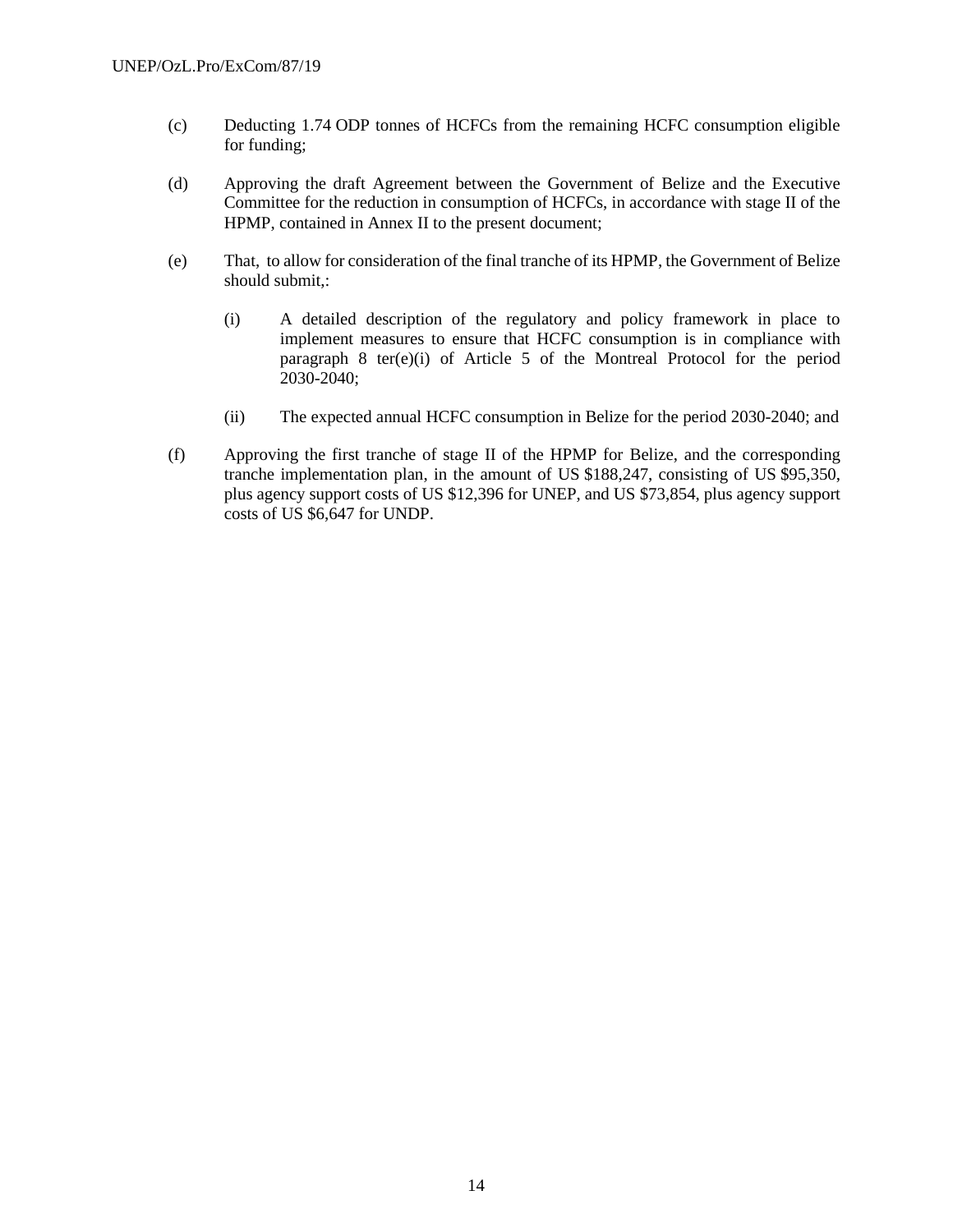(c) Deducting 1.74 ODP tonnes of HCFCs from the remaining HCFC consumption eligible for funding;

(d) Approving the draft Agreement between the Government of Belize and the Executive Committee for the reduction in consumption of HCFCs, in accordance with stage II of the HPMP, contained in Annex II to the present document;

(e) That, to allow for consideration of the final tranche of its HPMP, the Government of Belize should submit,:

   (i) A detailed description of the regulatory and policy framework in place to implement measures to ensure that HCFC consumption is in compliance with paragraph 8 ter(e)(i) of Article 5 of the Montreal Protocol for the period 2030-2040;

   (ii) The expected annual HCFC consumption in Belize for the period 2030-2040; and

(f) Approving the first tranche of stage II of the HPMP for Belize, and the corresponding tranche implementation plan, in the amount of US $188,247, consisting of US $95,350, plus agency support costs of US $12,396 for UNEP, and US $73,854, plus agency support costs of US $6,647 for UNDP.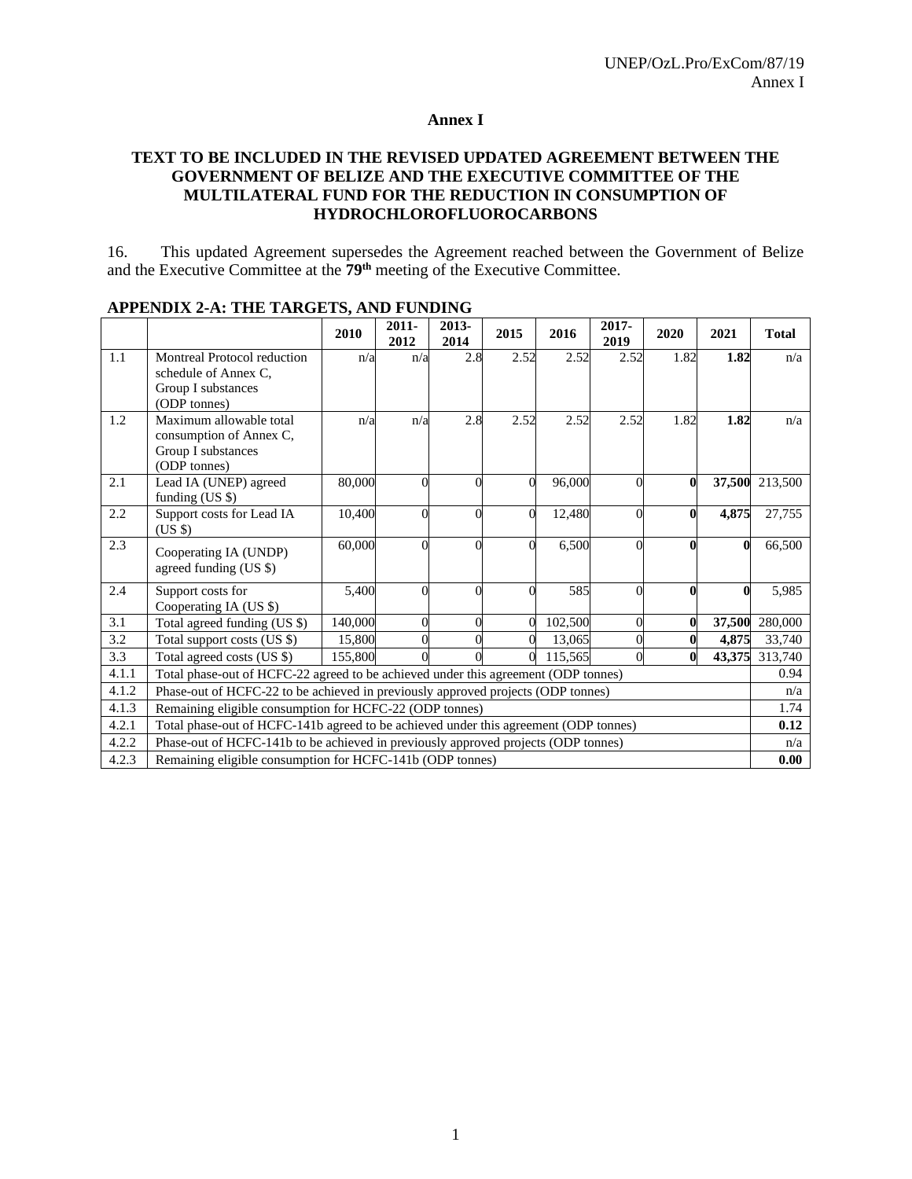# Annex I

## TEXT TO BE INCLUDED IN THE REVISED UPDATED AGREEMENT BETWEEN THE GOVERNMENT OF BELIZE AND THE EXECUTIVE COMMITTEE OF THE MULTILATERAL FUND FOR THE REDUCTION IN CONSUMPTION OF HYDROCHLOROFLUOROCARBONS

16. This updated Agreement supersedes the Agreement reached between the Government of Belize and the Executive Committee at the **79th** meeting of the Executive Committee.

### APPENDIX 2-A: THE TARGETS, AND FUNDING

| | | 2010 | 2011-2012 | 2013-2014 | 2015 | 2016 | 2017-2019 | 2020 | 2021 | Total |
|---|---|---|---|---|---|---|---|---|---|---|
| 1.1 | Montreal Protocol reduction schedule of Annex C, Group I substances (ODP tonnes) | n/a | n/a | 2.8 | 2.52 | 2.52 | 2.52 | 1.82 | **1.82** | n/a |
| 1.2 | Maximum allowable total consumption of Annex C, Group I substances (ODP tonnes) | n/a | n/a | 2.8 | 2.52 | 2.52 | 2.52 | 1.82 | **1.82** | n/a |
| 2.1 | Lead IA (UNEP) agreed funding (US $) | 80,000 | 0 | 0 | 0 | 96,000 | 0 | **0** | **37,500** | 213,500 |
| 2.2 | Support costs for Lead IA (US $) | 10,400 | 0 | 0 | 0 | 12,480 | 0 | **0** | **4,875** | 27,755 |
| 2.3 | Cooperating IA (UNDP) agreed funding (US $) | 60,000 | 0 | 0 | 0 | 6,500 | 0 | **0** | **0** | 66,500 |
| 2.4 | Support costs for Cooperating IA (US $) | 5,400 | 0 | 0 | 0 | 585 | 0 | **0** | **0** | 5,985 |
| 3.1 | Total agreed funding (US $) | 140,000 | 0 | 0 | 0 | 102,500 | 0 | **0** | **37,500** | 280,000 |
| 3.2 | Total support costs (US $) | 15,800 | 0 | 0 | 0 | 13,065 | 0 | **0** | **4,875** | 33,740 |
| 3.3 | Total agreed costs (US $) | 155,800 | 0 | 0 | 0 | 115,565 | 0 | **0** | **43,375** | 313,740 |
| 4.1.1 | Total phase-out of HCFC-22 agreed to be achieved under this agreement (ODP tonnes) | | | | | | | | | 0.94 |
| 4.1.2 | Phase-out of HCFC-22 to be achieved in previously approved projects (ODP tonnes) | | | | | | | | | n/a |
| 4.1.3 | Remaining eligible consumption for HCFC-22 (ODP tonnes) | | | | | | | | | 1.74 |
| 4.2.1 | Total phase-out of HCFC-141b agreed to be achieved under this agreement (ODP tonnes) | | | | | | | | | **0.12** |
| 4.2.2 | Phase-out of HCFC-141b to be achieved in previously approved projects (ODP tonnes) | | | | | | | | | n/a |
| 4.2.3 | Remaining eligible consumption for HCFC-141b (ODP tonnes) | | | | | | | | | **0.00** |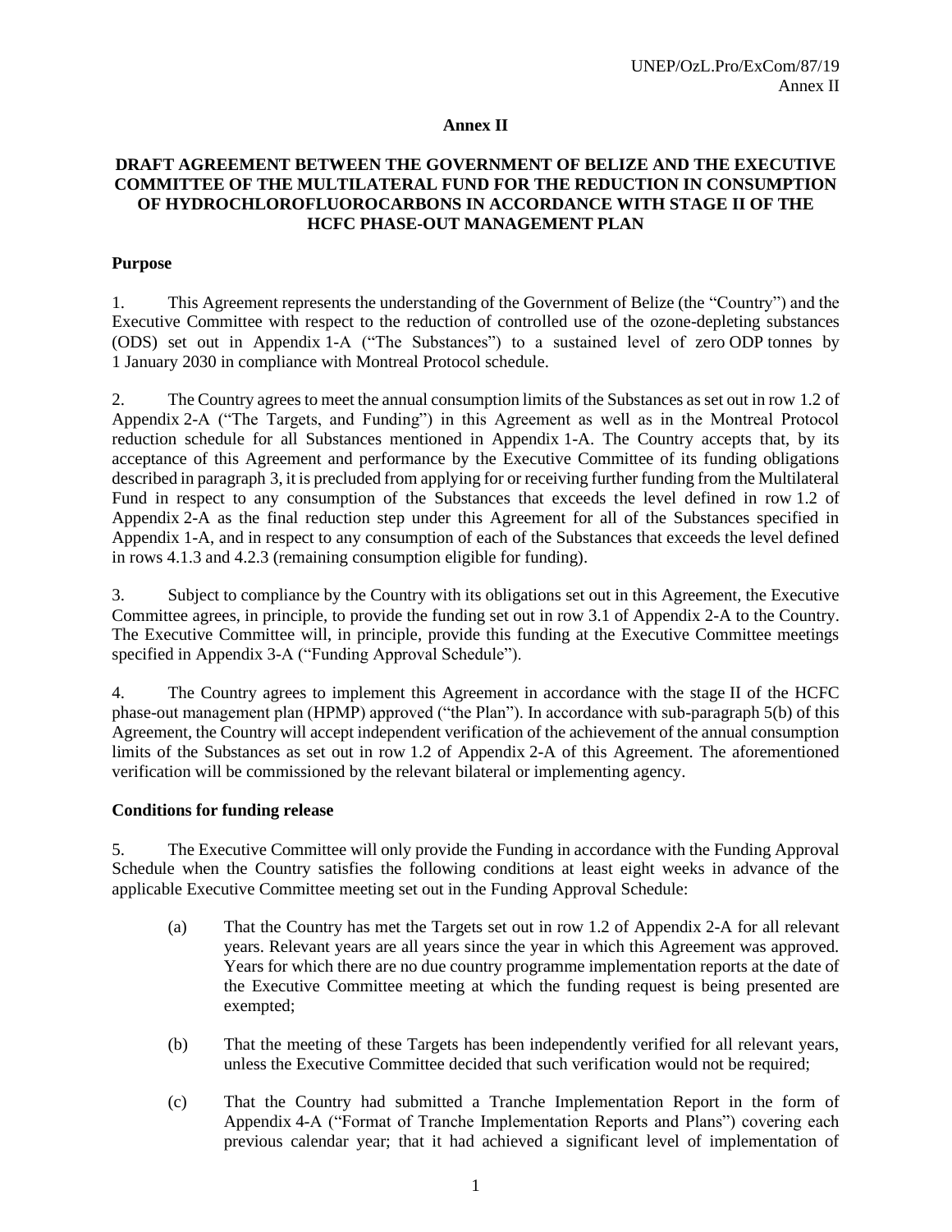**Annex II**

**DRAFT AGREEMENT BETWEEN THE GOVERNMENT OF BELIZE AND THE EXECUTIVE COMMITTEE OF THE MULTILATERAL FUND FOR THE REDUCTION IN CONSUMPTION OF HYDROCHLOROFLUOROCARBONS IN ACCORDANCE WITH STAGE II OF THE HCFC PHASE-OUT MANAGEMENT PLAN**

**Purpose**

1. This Agreement represents the understanding of the Government of Belize (the "Country") and the Executive Committee with respect to the reduction of controlled use of the ozone-depleting substances (ODS) set out in Appendix 1-A ("The Substances") to a sustained level of zero ODP tonnes by 1 January 2030 in compliance with Montreal Protocol schedule.

2. The Country agrees to meet the annual consumption limits of the Substances as set out in row 1.2 of Appendix 2-A ("The Targets, and Funding") in this Agreement as well as in the Montreal Protocol reduction schedule for all Substances mentioned in Appendix 1-A. The Country accepts that, by its acceptance of this Agreement and performance by the Executive Committee of its funding obligations described in paragraph 3, it is precluded from applying for or receiving further funding from the Multilateral Fund in respect to any consumption of the Substances that exceeds the level defined in row 1.2 of Appendix 2-A as the final reduction step under this Agreement for all of the Substances specified in Appendix 1-A, and in respect to any consumption of each of the Substances that exceeds the level defined in rows 4.1.3 and 4.2.3 (remaining consumption eligible for funding).

3. Subject to compliance by the Country with its obligations set out in this Agreement, the Executive Committee agrees, in principle, to provide the funding set out in row 3.1 of Appendix 2-A to the Country. The Executive Committee will, in principle, provide this funding at the Executive Committee meetings specified in Appendix 3-A ("Funding Approval Schedule").

4. The Country agrees to implement this Agreement in accordance with the stage II of the HCFC phase-out management plan (HPMP) approved ("the Plan"). In accordance with sub-paragraph 5(b) of this Agreement, the Country will accept independent verification of the achievement of the annual consumption limits of the Substances as set out in row 1.2 of Appendix 2-A of this Agreement. The aforementioned verification will be commissioned by the relevant bilateral or implementing agency.

**Conditions for funding release**

5. The Executive Committee will only provide the Funding in accordance with the Funding Approval Schedule when the Country satisfies the following conditions at least eight weeks in advance of the applicable Executive Committee meeting set out in the Funding Approval Schedule:

(a) That the Country has met the Targets set out in row 1.2 of Appendix 2-A for all relevant years. Relevant years are all years since the year in which this Agreement was approved. Years for which there are no due country programme implementation reports at the date of the Executive Committee meeting at which the funding request is being presented are exempted;

(b) That the meeting of these Targets has been independently verified for all relevant years, unless the Executive Committee decided that such verification would not be required;

(c) That the Country had submitted a Tranche Implementation Report in the form of Appendix 4-A ("Format of Tranche Implementation Reports and Plans") covering each previous calendar year; that it had achieved a significant level of implementation of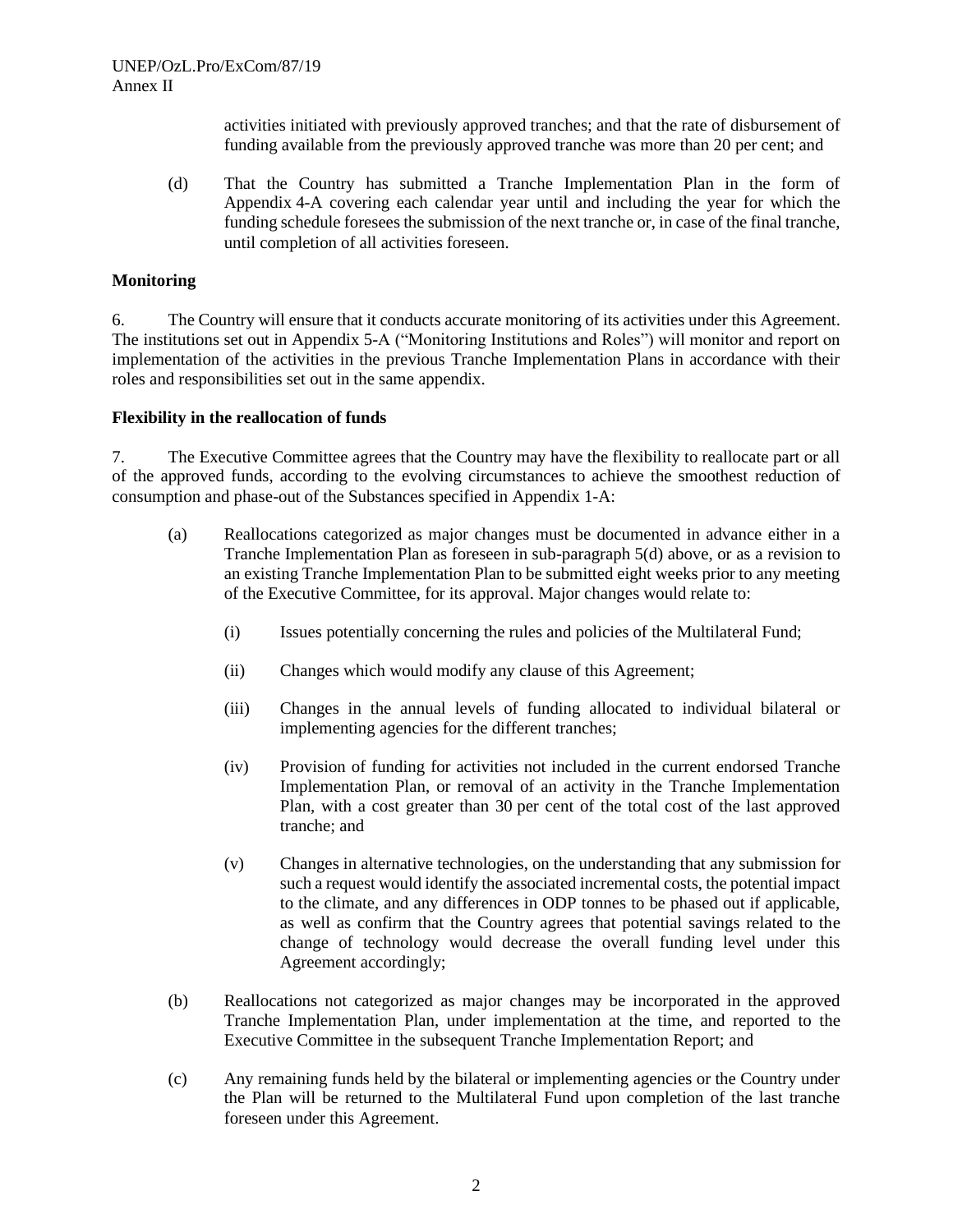activities initiated with previously approved tranches; and that the rate of disbursement of funding available from the previously approved tranche was more than 20 per cent; and

(d) That the Country has submitted a Tranche Implementation Plan in the form of Appendix 4-A covering each calendar year until and including the year for which the funding schedule foresees the submission of the next tranche or, in case of the final tranche, until completion of all activities foreseen.

**Monitoring**

6. The Country will ensure that it conducts accurate monitoring of its activities under this Agreement. The institutions set out in Appendix 5-A ("Monitoring Institutions and Roles") will monitor and report on implementation of the activities in the previous Tranche Implementation Plans in accordance with their roles and responsibilities set out in the same appendix.

**Flexibility in the reallocation of funds**

7. The Executive Committee agrees that the Country may have the flexibility to reallocate part or all of the approved funds, according to the evolving circumstances to achieve the smoothest reduction of consumption and phase-out of the Substances specified in Appendix 1-A:

(a) Reallocations categorized as major changes must be documented in advance either in a Tranche Implementation Plan as foreseen in sub-paragraph 5(d) above, or as a revision to an existing Tranche Implementation Plan to be submitted eight weeks prior to any meeting of the Executive Committee, for its approval. Major changes would relate to:

   (i) Issues potentially concerning the rules and policies of the Multilateral Fund;

   (ii) Changes which would modify any clause of this Agreement;

   (iii) Changes in the annual levels of funding allocated to individual bilateral or implementing agencies for the different tranches;

   (iv) Provision of funding for activities not included in the current endorsed Tranche Implementation Plan, or removal of an activity in the Tranche Implementation Plan, with a cost greater than 30 per cent of the total cost of the last approved tranche; and

   (v) Changes in alternative technologies, on the understanding that any submission for such a request would identify the associated incremental costs, the potential impact to the climate, and any differences in ODP tonnes to be phased out if applicable, as well as confirm that the Country agrees that potential savings related to the change of technology would decrease the overall funding level under this Agreement accordingly;

(b) Reallocations not categorized as major changes may be incorporated in the approved Tranche Implementation Plan, under implementation at the time, and reported to the Executive Committee in the subsequent Tranche Implementation Report; and

(c) Any remaining funds held by the bilateral or implementing agencies or the Country under the Plan will be returned to the Multilateral Fund upon completion of the last tranche foreseen under this Agreement.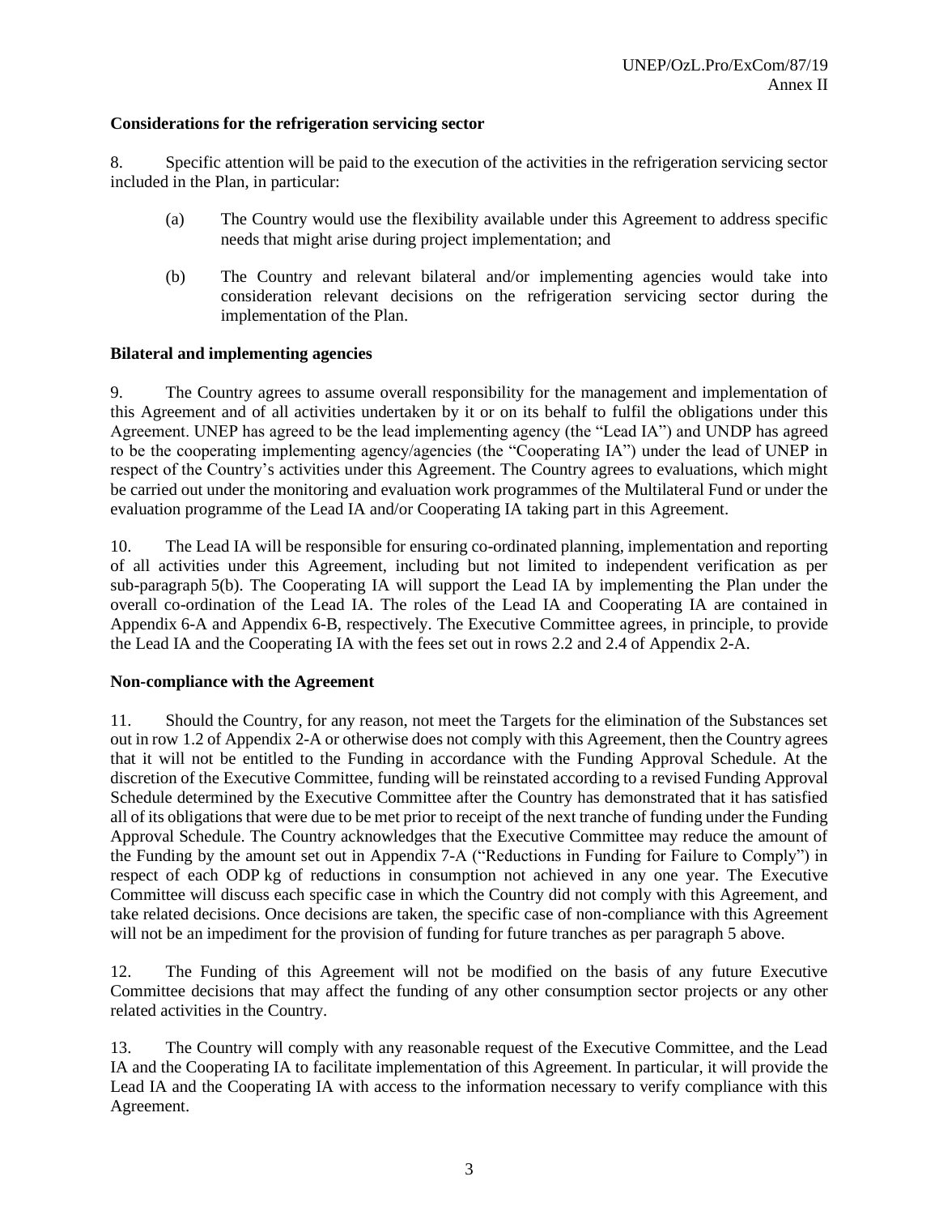**Considerations for the refrigeration servicing sector**

8. Specific attention will be paid to the execution of the activities in the refrigeration servicing sector included in the Plan, in particular:

(a) The Country would use the flexibility available under this Agreement to address specific needs that might arise during project implementation; and

(b) The Country and relevant bilateral and/or implementing agencies would take into consideration relevant decisions on the refrigeration servicing sector during the implementation of the Plan.

**Bilateral and implementing agencies**

9. The Country agrees to assume overall responsibility for the management and implementation of this Agreement and of all activities undertaken by it or on its behalf to fulfil the obligations under this Agreement. UNEP has agreed to be the lead implementing agency (the "Lead IA") and UNDP has agreed to be the cooperating implementing agency/agencies (the "Cooperating IA") under the lead of UNEP in respect of the Country's activities under this Agreement. The Country agrees to evaluations, which might be carried out under the monitoring and evaluation work programmes of the Multilateral Fund or under the evaluation programme of the Lead IA and/or Cooperating IA taking part in this Agreement.

10. The Lead IA will be responsible for ensuring co-ordinated planning, implementation and reporting of all activities under this Agreement, including but not limited to independent verification as per sub-paragraph 5(b). The Cooperating IA will support the Lead IA by implementing the Plan under the overall co-ordination of the Lead IA. The roles of the Lead IA and Cooperating IA are contained in Appendix 6-A and Appendix 6-B, respectively. The Executive Committee agrees, in principle, to provide the Lead IA and the Cooperating IA with the fees set out in rows 2.2 and 2.4 of Appendix 2-A.

**Non-compliance with the Agreement**

11. Should the Country, for any reason, not meet the Targets for the elimination of the Substances set out in row 1.2 of Appendix 2-A or otherwise does not comply with this Agreement, then the Country agrees that it will not be entitled to the Funding in accordance with the Funding Approval Schedule. At the discretion of the Executive Committee, funding will be reinstated according to a revised Funding Approval Schedule determined by the Executive Committee after the Country has demonstrated that it has satisfied all of its obligations that were due to be met prior to receipt of the next tranche of funding under the Funding Approval Schedule. The Country acknowledges that the Executive Committee may reduce the amount of the Funding by the amount set out in Appendix 7-A ("Reductions in Funding for Failure to Comply") in respect of each ODP kg of reductions in consumption not achieved in any one year. The Executive Committee will discuss each specific case in which the Country did not comply with this Agreement, and take related decisions. Once decisions are taken, the specific case of non-compliance with this Agreement will not be an impediment for the provision of funding for future tranches as per paragraph 5 above.

12. The Funding of this Agreement will not be modified on the basis of any future Executive Committee decisions that may affect the funding of any other consumption sector projects or any other related activities in the Country.

13. The Country will comply with any reasonable request of the Executive Committee, and the Lead IA and the Cooperating IA to facilitate implementation of this Agreement. In particular, it will provide the Lead IA and the Cooperating IA with access to the information necessary to verify compliance with this Agreement.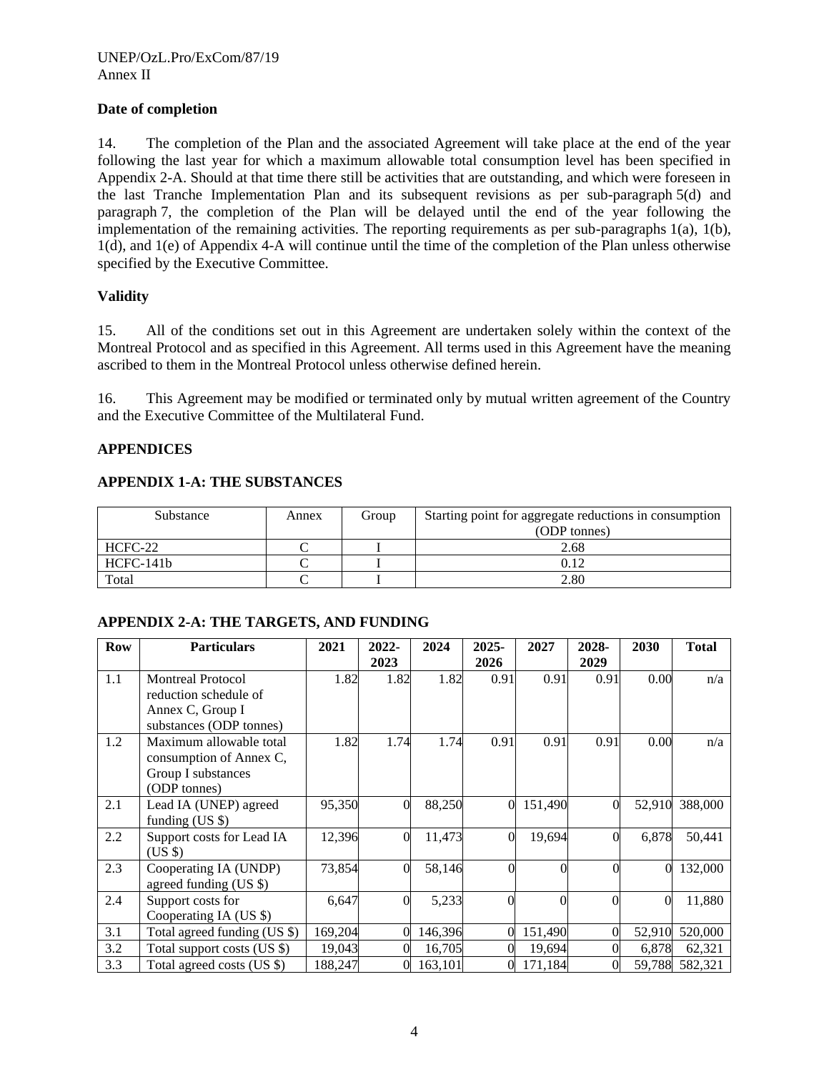**Date of completion**

14. The completion of the Plan and the associated Agreement will take place at the end of the year following the last year for which a maximum allowable total consumption level has been specified in Appendix 2-A. Should at that time there still be activities that are outstanding, and which were foreseen in the last Tranche Implementation Plan and its subsequent revisions as per sub-paragraph 5(d) and paragraph 7, the completion of the Plan will be delayed until the end of the year following the implementation of the remaining activities. The reporting requirements as per sub-paragraphs 1(a), 1(b), 1(d), and 1(e) of Appendix 4-A will continue until the time of the completion of the Plan unless otherwise specified by the Executive Committee.

**Validity**

15. All of the conditions set out in this Agreement are undertaken solely within the context of the Montreal Protocol and as specified in this Agreement. All terms used in this Agreement have the meaning ascribed to them in the Montreal Protocol unless otherwise defined herein.

16. This Agreement may be modified or terminated only by mutual written agreement of the Country and the Executive Committee of the Multilateral Fund.

**APPENDICES**

**APPENDIX 1-A: THE SUBSTANCES**

| Substance | Annex | Group | Starting point for aggregate reductions in consumption (ODP tonnes) |
|---|---|---|---|
| HCFC-22 | C | I | 2.68 |
| HCFC-141b | C | I | 0.12 |
| Total | C | I | 2.80 |

**APPENDIX 2-A: THE TARGETS, AND FUNDING**

| Row | Particulars | 2021 | 2022-2023 | 2024 | 2025-2026 | 2027 | 2028-2029 | 2030 | Total |
|---|---|---|---|---|---|---|---|---|---|
| 1.1 | Montreal Protocol reduction schedule of Annex C, Group I substances (ODP tonnes) | 1.82 | 1.82 | 1.82 | 0.91 | 0.91 | 0.91 | 0.00 | n/a |
| 1.2 | Maximum allowable total consumption of Annex C, Group I substances (ODP tonnes) | 1.82 | 1.74 | 1.74 | 0.91 | 0.91 | 0.91 | 0.00 | n/a |
| 2.1 | Lead IA (UNEP) agreed funding (US $) | 95,350 | 0 | 88,250 | 0 | 151,490 | 0 | 52,910 | 388,000 |
| 2.2 | Support costs for Lead IA (US $) | 12,396 | 0 | 11,473 | 0 | 19,694 | 0 | 6,878 | 50,441 |
| 2.3 | Cooperating IA (UNDP) agreed funding (US $) | 73,854 | 0 | 58,146 | 0 | 0 | 0 | 0 | 132,000 |
| 2.4 | Support costs for Cooperating IA (US $) | 6,647 | 0 | 5,233 | 0 | 0 | 0 | 0 | 11,880 |
| 3.1 | Total agreed funding (US $) | 169,204 | 0 | 146,396 | 0 | 151,490 | 0 | 52,910 | 520,000 |
| 3.2 | Total support costs (US $) | 19,043 | 0 | 16,705 | 0 | 19,694 | 0 | 6,878 | 62,321 |
| 3.3 | Total agreed costs (US $) | 188,247 | 0 | 163,101 | 0 | 171,184 | 0 | 59,788 | 582,321 |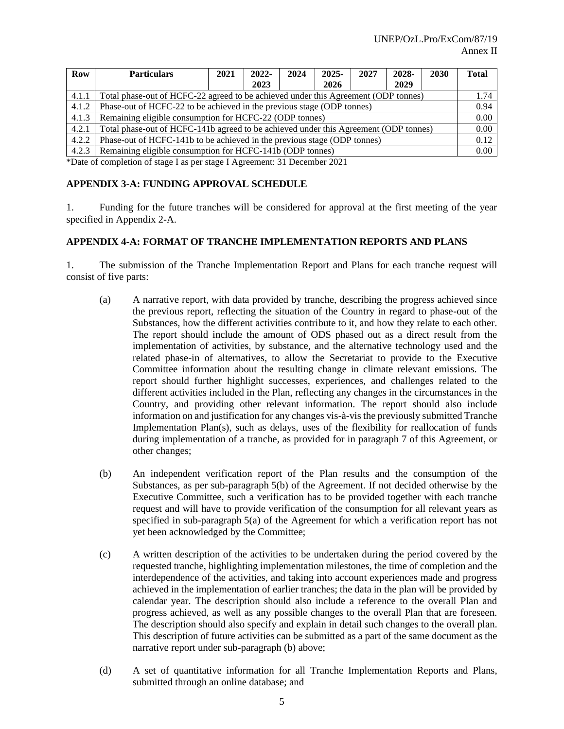| Row | Particulars | 2021 | 2022-2023 | 2024 | 2025-2026 | 2027 | 2028-2029 | 2030 | Total |
|---|---|---|---|---|---|---|---|---|---|
| 4.1.1 | Total phase-out of HCFC-22 agreed to be achieved under this Agreement (ODP tonnes) | | | | | | | | 1.74 |
| 4.1.2 | Phase-out of HCFC-22 to be achieved in the previous stage (ODP tonnes) | | | | | | | | 0.94 |
| 4.1.3 | Remaining eligible consumption for HCFC-22 (ODP tonnes) | | | | | | | | 0.00 |
| 4.2.1 | Total phase-out of HCFC-141b agreed to be achieved under this Agreement (ODP tonnes) | | | | | | | | 0.00 |
| 4.2.2 | Phase-out of HCFC-141b to be achieved in the previous stage (ODP tonnes) | | | | | | | | 0.12 |
| 4.2.3 | Remaining eligible consumption for HCFC-141b (ODP tonnes) | | | | | | | | 0.00 |

*Date of completion of stage I as per stage I Agreement: 31 December 2021

**APPENDIX 3-A: FUNDING APPROVAL SCHEDULE**

1. Funding for the future tranches will be considered for approval at the first meeting of the year specified in Appendix 2-A.

**APPENDIX 4-A: FORMAT OF TRANCHE IMPLEMENTATION REPORTS AND PLANS**

1. The submission of the Tranche Implementation Report and Plans for each tranche request will consist of five parts:

(a) A narrative report, with data provided by tranche, describing the progress achieved since the previous report, reflecting the situation of the Country in regard to phase-out of the Substances, how the different activities contribute to it, and how they relate to each other. The report should include the amount of ODS phased out as a direct result from the implementation of activities, by substance, and the alternative technology used and the related phase-in of alternatives, to allow the Secretariat to provide to the Executive Committee information about the resulting change in climate relevant emissions. The report should further highlight successes, experiences, and challenges related to the different activities included in the Plan, reflecting any changes in the circumstances in the Country, and providing other relevant information. The report should also include information on and justification for any changes vis-à-vis the previously submitted Tranche Implementation Plan(s), such as delays, uses of the flexibility for reallocation of funds during implementation of a tranche, as provided for in paragraph 7 of this Agreement, or other changes;

(b) An independent verification report of the Plan results and the consumption of the Substances, as per sub-paragraph 5(b) of the Agreement. If not decided otherwise by the Executive Committee, such a verification has to be provided together with each tranche request and will have to provide verification of the consumption for all relevant years as specified in sub-paragraph 5(a) of the Agreement for which a verification report has not yet been acknowledged by the Committee;

(c) A written description of the activities to be undertaken during the period covered by the requested tranche, highlighting implementation milestones, the time of completion and the interdependence of the activities, and taking into account experiences made and progress achieved in the implementation of earlier tranches; the data in the plan will be provided by calendar year. The description should also include a reference to the overall Plan and progress achieved, as well as any possible changes to the overall Plan that are foreseen. The description should also specify and explain in detail such changes to the overall plan. This description of future activities can be submitted as a part of the same document as the narrative report under sub-paragraph (b) above;

(d) A set of quantitative information for all Tranche Implementation Reports and Plans, submitted through an online database; and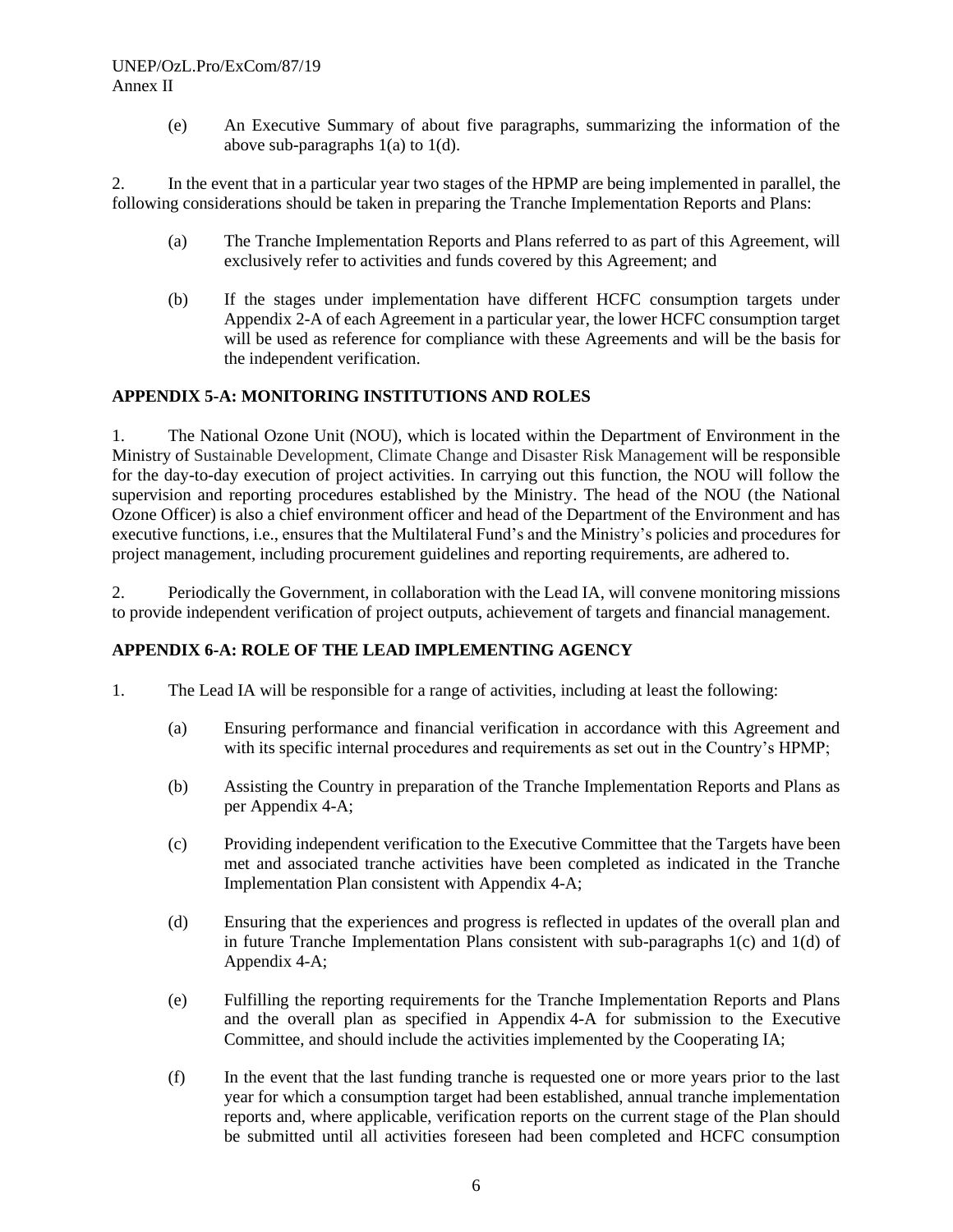(e) An Executive Summary of about five paragraphs, summarizing the information of the above sub-paragraphs 1(a) to 1(d).

2. In the event that in a particular year two stages of the HPMP are being implemented in parallel, the following considerations should be taken in preparing the Tranche Implementation Reports and Plans:

(a) The Tranche Implementation Reports and Plans referred to as part of this Agreement, will exclusively refer to activities and funds covered by this Agreement; and

(b) If the stages under implementation have different HCFC consumption targets under Appendix 2-A of each Agreement in a particular year, the lower HCFC consumption target will be used as reference for compliance with these Agreements and will be the basis for the independent verification.

## APPENDIX 5-A: MONITORING INSTITUTIONS AND ROLES

1. The National Ozone Unit (NOU), which is located within the Department of Environment in the Ministry of Sustainable Development, Climate Change and Disaster Risk Management will be responsible for the day-to-day execution of project activities. In carrying out this function, the NOU will follow the supervision and reporting procedures established by the Ministry. The head of the NOU (the National Ozone Officer) is also a chief environment officer and head of the Department of the Environment and has executive functions, i.e., ensures that the Multilateral Fund's and the Ministry's policies and procedures for project management, including procurement guidelines and reporting requirements, are adhered to.

2. Periodically the Government, in collaboration with the Lead IA, will convene monitoring missions to provide independent verification of project outputs, achievement of targets and financial management.

## APPENDIX 6-A: ROLE OF THE LEAD IMPLEMENTING AGENCY

1. The Lead IA will be responsible for a range of activities, including at least the following:

(a) Ensuring performance and financial verification in accordance with this Agreement and with its specific internal procedures and requirements as set out in the Country's HPMP;

(b) Assisting the Country in preparation of the Tranche Implementation Reports and Plans as per Appendix 4-A;

(c) Providing independent verification to the Executive Committee that the Targets have been met and associated tranche activities have been completed as indicated in the Tranche Implementation Plan consistent with Appendix 4-A;

(d) Ensuring that the experiences and progress is reflected in updates of the overall plan and in future Tranche Implementation Plans consistent with sub-paragraphs 1(c) and 1(d) of Appendix 4-A;

(e) Fulfilling the reporting requirements for the Tranche Implementation Reports and Plans and the overall plan as specified in Appendix 4-A for submission to the Executive Committee, and should include the activities implemented by the Cooperating IA;

(f) In the event that the last funding tranche is requested one or more years prior to the last year for which a consumption target had been established, annual tranche implementation reports and, where applicable, verification reports on the current stage of the Plan should be submitted until all activities foreseen had been completed and HCFC consumption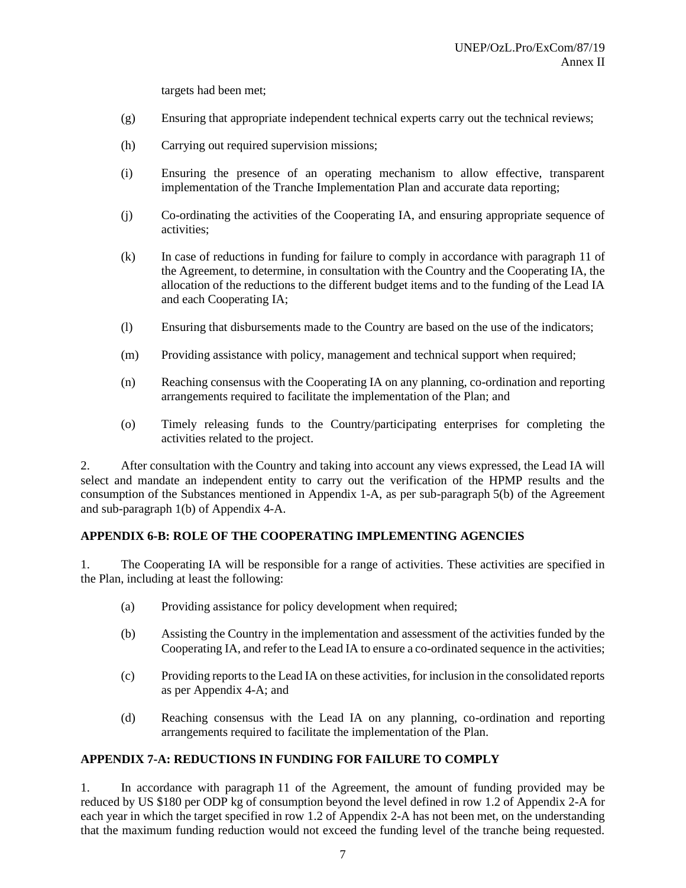targets had been met;

(g) Ensuring that appropriate independent technical experts carry out the technical reviews;

(h) Carrying out required supervision missions;

(i) Ensuring the presence of an operating mechanism to allow effective, transparent implementation of the Tranche Implementation Plan and accurate data reporting;

(j) Co-ordinating the activities of the Cooperating IA, and ensuring appropriate sequence of activities;

(k) In case of reductions in funding for failure to comply in accordance with paragraph 11 of the Agreement, to determine, in consultation with the Country and the Cooperating IA, the allocation of the reductions to the different budget items and to the funding of the Lead IA and each Cooperating IA;

(l) Ensuring that disbursements made to the Country are based on the use of the indicators;

(m) Providing assistance with policy, management and technical support when required;

(n) Reaching consensus with the Cooperating IA on any planning, co-ordination and reporting arrangements required to facilitate the implementation of the Plan; and

(o) Timely releasing funds to the Country/participating enterprises for completing the activities related to the project.

2. After consultation with the Country and taking into account any views expressed, the Lead IA will select and mandate an independent entity to carry out the verification of the HPMP results and the consumption of the Substances mentioned in Appendix 1-A, as per sub-paragraph 5(b) of the Agreement and sub-paragraph 1(b) of Appendix 4-A.

## APPENDIX 6-B: ROLE OF THE COOPERATING IMPLEMENTING AGENCIES

1. The Cooperating IA will be responsible for a range of activities. These activities are specified in the Plan, including at least the following:

(a) Providing assistance for policy development when required;

(b) Assisting the Country in the implementation and assessment of the activities funded by the Cooperating IA, and refer to the Lead IA to ensure a co-ordinated sequence in the activities;

(c) Providing reports to the Lead IA on these activities, for inclusion in the consolidated reports as per Appendix 4-A; and

(d) Reaching consensus with the Lead IA on any planning, co-ordination and reporting arrangements required to facilitate the implementation of the Plan.

## APPENDIX 7-A: REDUCTIONS IN FUNDING FOR FAILURE TO COMPLY

1. In accordance with paragraph 11 of the Agreement, the amount of funding provided may be reduced by US $180 per ODP kg of consumption beyond the level defined in row 1.2 of Appendix 2-A for each year in which the target specified in row 1.2 of Appendix 2-A has not been met, on the understanding that the maximum funding reduction would not exceed the funding level of the tranche being requested.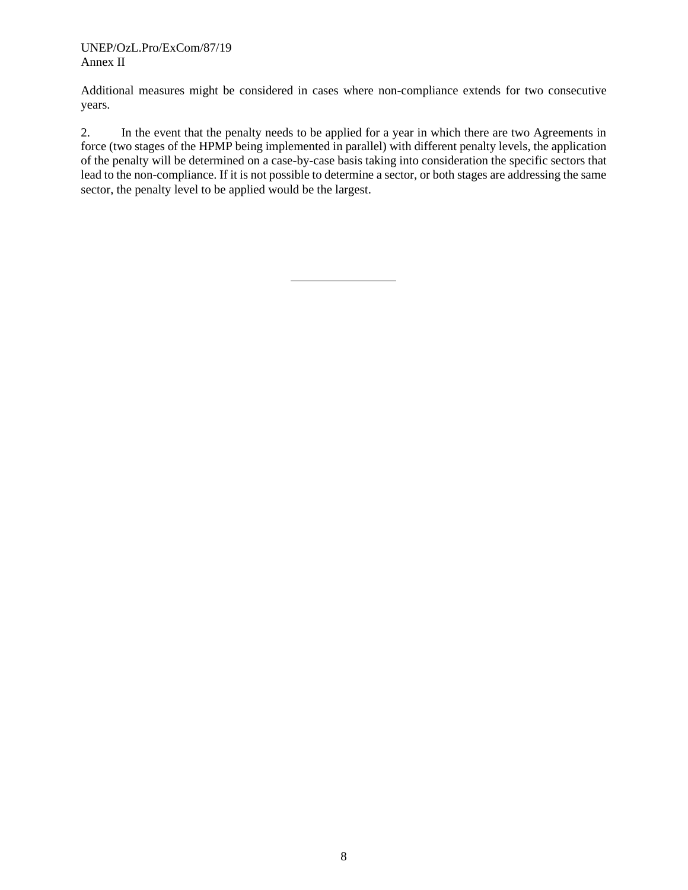Additional measures might be considered in cases where non-compliance extends for two consecutive years.

2. In the event that the penalty needs to be applied for a year in which there are two Agreements in force (two stages of the HPMP being implemented in parallel) with different penalty levels, the application of the penalty will be determined on a case-by-case basis taking into consideration the specific sectors that lead to the non-compliance. If it is not possible to determine a sector, or both stages are addressing the same sector, the penalty level to be applied would be the largest.